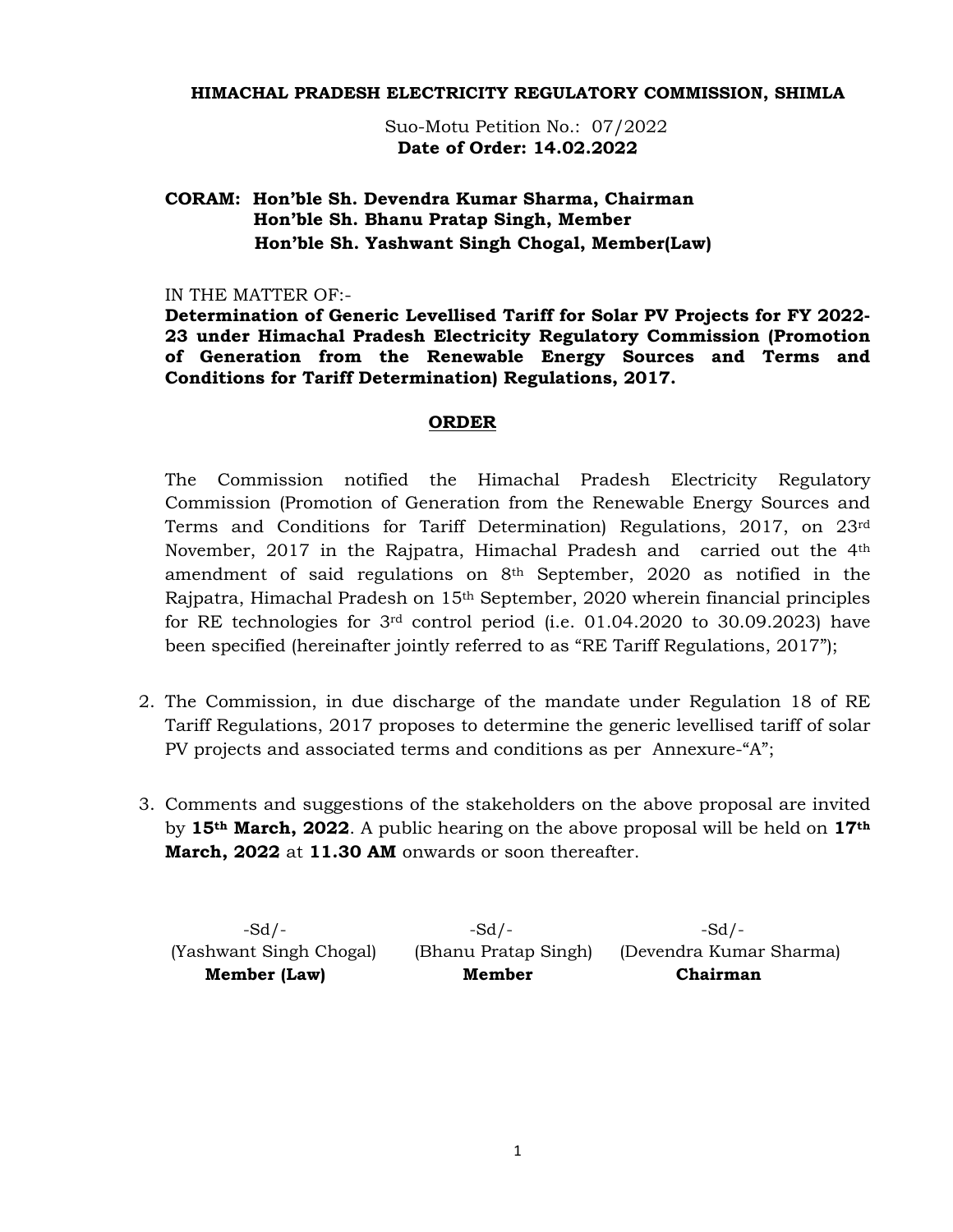**HIMACHAL PRADESH ELECTRICITY REGULATORY COMMISSION, SHIMLA**

Suo-Motu Petition No.: 07/2022
**Date of Order: 14.02.2022**

**CORAM: Hon'ble Sh. Devendra Kumar Sharma, Chairman**
**Hon'ble Sh. Bhanu Pratap Singh, Member**
**Hon'ble Sh. Yashwant Singh Chogal, Member(Law)**

IN THE MATTER OF:-
**Determination of Generic Levellised Tariff for Solar PV Projects for FY 2022-23 under Himachal Pradesh Electricity Regulatory Commission (Promotion of Generation from the Renewable Energy Sources and Terms and Conditions for Tariff Determination) Regulations, 2017.**

## ORDER

The Commission notified the Himachal Pradesh Electricity Regulatory Commission (Promotion of Generation from the Renewable Energy Sources and Terms and Conditions for Tariff Determination) Regulations, 2017, on 23rd November, 2017 in the Rajpatra, Himachal Pradesh and carried out the 4th amendment of said regulations on 8th September, 2020 as notified in the Rajpatra, Himachal Pradesh on 15th September, 2020 wherein financial principles for RE technologies for 3rd control period (i.e. 01.04.2020 to 30.09.2023) have been specified (hereinafter jointly referred to as "RE Tariff Regulations, 2017");

2. The Commission, in due discharge of the mandate under Regulation 18 of RE Tariff Regulations, 2017 proposes to determine the generic levellised tariff of solar PV projects and associated terms and conditions as per Annexure-"A";

3. Comments and suggestions of the stakeholders on the above proposal are invited by **15th March, 2022**. A public hearing on the above proposal will be held on **17th March, 2022** at **11.30 AM** onwards or soon thereafter.

| -Sd/- | -Sd/- | -Sd/- |
|---|---|---|
| (Yashwant Singh Chogal) | (Bhanu Pratap Singh) | (Devendra Kumar Sharma) |
| **Member (Law)** | **Member** | **Chairman** |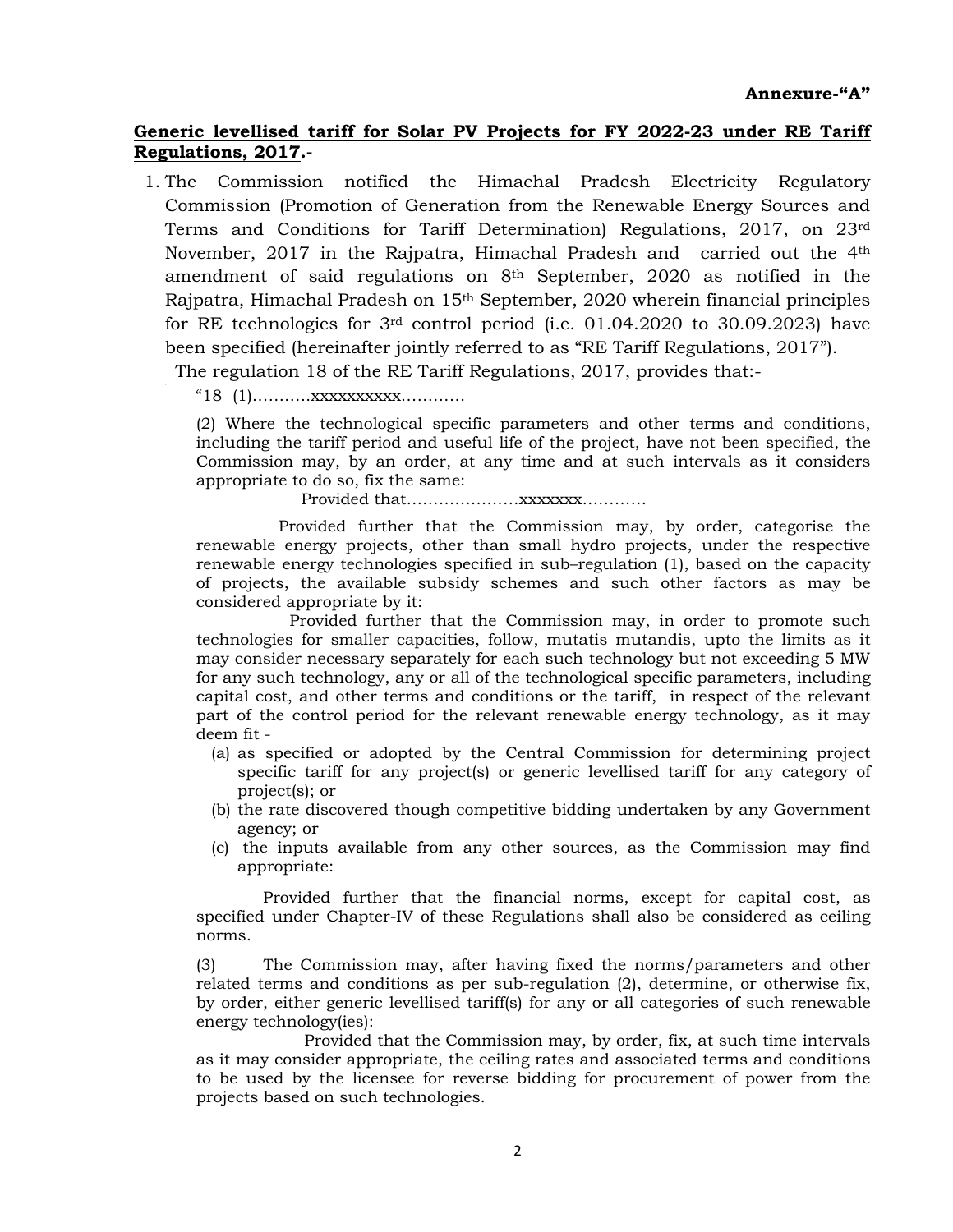**Annexure-“A”**

**Generic levellised tariff for Solar PV Projects for FY 2022-23 under RE Tariff Regulations, 2017.-**

1. The Commission notified the Himachal Pradesh Electricity Regulatory Commission (Promotion of Generation from the Renewable Energy Sources and Terms and Conditions for Tariff Determination) Regulations, 2017, on 23rd November, 2017 in the Rajpatra, Himachal Pradesh and carried out the 4th amendment of said regulations on 8th September, 2020 as notified in the Rajpatra, Himachal Pradesh on 15th September, 2020 wherein financial principles for RE technologies for 3rd control period (i.e. 01.04.2020 to 30.09.2023) have been specified (hereinafter jointly referred to as “RE Tariff Regulations, 2017”).

   The regulation 18 of the RE Tariff Regulations, 2017, provides that:-

   “18 (1)...........xxxxxxxxxx............

   (2) Where the technological specific parameters and other terms and conditions, including the tariff period and useful life of the project, have not been specified, the Commission may, by an order, at any time and at such intervals as it considers appropriate to do so, fix the same:

   Provided that.....................xxxxxxx............

   Provided further that the Commission may, by order, categorise the renewable energy projects, other than small hydro projects, under the respective renewable energy technologies specified in sub–regulation (1), based on the capacity of projects, the available subsidy schemes and such other factors as may be considered appropriate by it:

   Provided further that the Commission may, in order to promote such technologies for smaller capacities, follow, mutatis mutandis, upto the limits as it may consider necessary separately for each such technology but not exceeding 5 MW for any such technology, any or all of the technological specific parameters, including capital cost, and other terms and conditions or the tariff, in respect of the relevant part of the control period for the relevant renewable energy technology, as it may deem fit -

   (a) as specified or adopted by the Central Commission for determining project specific tariff for any project(s) or generic levellised tariff for any category of project(s); or

   (b) the rate discovered though competitive bidding undertaken by any Government agency; or

   (c) the inputs available from any other sources, as the Commission may find appropriate:

   Provided further that the financial norms, except for capital cost, as specified under Chapter-IV of these Regulations shall also be considered as ceiling norms.

   (3) The Commission may, after having fixed the norms/parameters and other related terms and conditions as per sub-regulation (2), determine, or otherwise fix, by order, either generic levellised tariff(s) for any or all categories of such renewable energy technology(ies):

   Provided that the Commission may, by order, fix, at such time intervals as it may consider appropriate, the ceiling rates and associated terms and conditions to be used by the licensee for reverse bidding for procurement of power from the projects based on such technologies.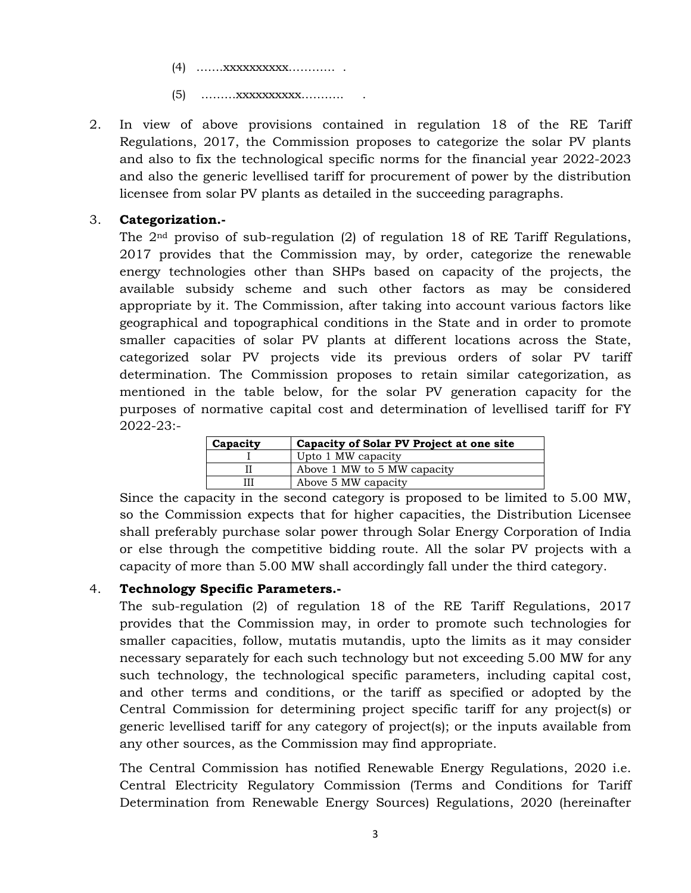(4) …….xxxxxxxxxx………… .

(5) ………xxxxxxxxxx……….. .

2. In view of above provisions contained in regulation 18 of the RE Tariff Regulations, 2017, the Commission proposes to categorize the solar PV plants and also to fix the technological specific norms for the financial year 2022-2023 and also the generic levellised tariff for procurement of power by the distribution licensee from solar PV plants as detailed in the succeeding paragraphs.

3. **Categorization.-**

The 2nd proviso of sub-regulation (2) of regulation 18 of RE Tariff Regulations, 2017 provides that the Commission may, by order, categorize the renewable energy technologies other than SHPs based on capacity of the projects, the available subsidy scheme and such other factors as may be considered appropriate by it. The Commission, after taking into account various factors like geographical and topographical conditions in the State and in order to promote smaller capacities of solar PV plants at different locations across the State, categorized solar PV projects vide its previous orders of solar PV tariff determination. The Commission proposes to retain similar categorization, as mentioned in the table below, for the solar PV generation capacity for the purposes of normative capital cost and determination of levellised tariff for FY 2022-23:-

| Capacity | Capacity of Solar PV Project at one site |
|---|---|
| I | Upto 1 MW capacity |
| II | Above 1 MW to 5 MW capacity |
| III | Above 5 MW capacity |

Since the capacity in the second category is proposed to be limited to 5.00 MW, so the Commission expects that for higher capacities, the Distribution Licensee shall preferably purchase solar power through Solar Energy Corporation of India or else through the competitive bidding route. All the solar PV projects with a capacity of more than 5.00 MW shall accordingly fall under the third category.

4. **Technology Specific Parameters.-**

The sub-regulation (2) of regulation 18 of the RE Tariff Regulations, 2017 provides that the Commission may, in order to promote such technologies for smaller capacities, follow, mutatis mutandis, upto the limits as it may consider necessary separately for each such technology but not exceeding 5.00 MW for any such technology, the technological specific parameters, including capital cost, and other terms and conditions, or the tariff as specified or adopted by the Central Commission for determining project specific tariff for any project(s) or generic levellised tariff for any category of project(s); or the inputs available from any other sources, as the Commission may find appropriate.

The Central Commission has notified Renewable Energy Regulations, 2020 i.e. Central Electricity Regulatory Commission (Terms and Conditions for Tariff Determination from Renewable Energy Sources) Regulations, 2020 (hereinafter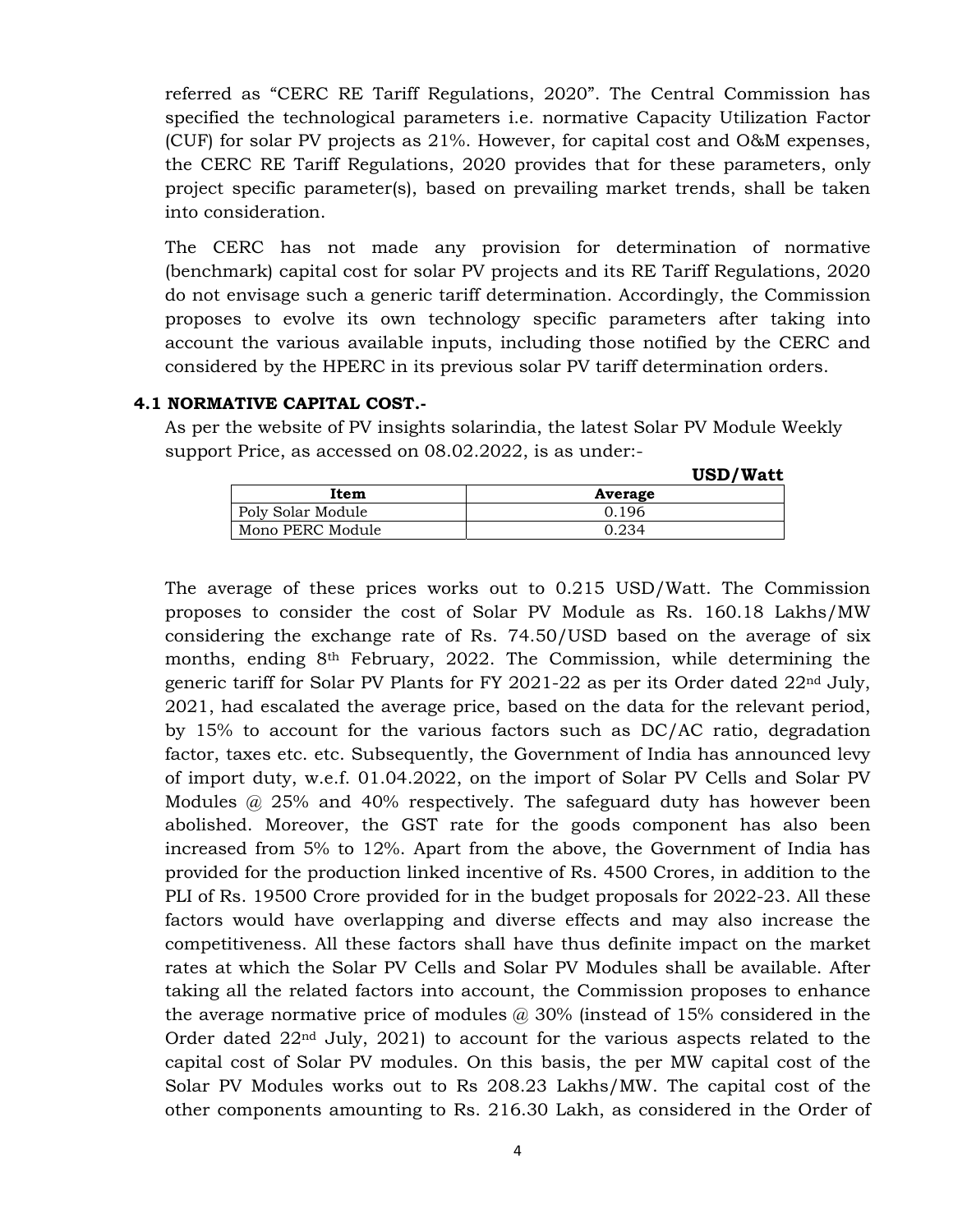referred as "CERC RE Tariff Regulations, 2020". The Central Commission has specified the technological parameters i.e. normative Capacity Utilization Factor (CUF) for solar PV projects as 21%. However, for capital cost and O&M expenses, the CERC RE Tariff Regulations, 2020 provides that for these parameters, only project specific parameter(s), based on prevailing market trends, shall be taken into consideration.

The CERC has not made any provision for determination of normative (benchmark) capital cost for solar PV projects and its RE Tariff Regulations, 2020 do not envisage such a generic tariff determination. Accordingly, the Commission proposes to evolve its own technology specific parameters after taking into account the various available inputs, including those notified by the CERC and considered by the HPERC in its previous solar PV tariff determination orders.

**4.1 NORMATIVE CAPITAL COST.-**

As per the website of PV insights solarindia, the latest Solar PV Module Weekly support Price, as accessed on 08.02.2022, is as under:-

**USD/Watt**

| Item | Average |
|---|---|
| Poly Solar Module | 0.196 |
| Mono PERC Module | 0.234 |

The average of these prices works out to 0.215 USD/Watt. The Commission proposes to consider the cost of Solar PV Module as Rs. 160.18 Lakhs/MW considering the exchange rate of Rs. 74.50/USD based on the average of six months, ending 8th February, 2022. The Commission, while determining the generic tariff for Solar PV Plants for FY 2021-22 as per its Order dated 22nd July, 2021, had escalated the average price, based on the data for the relevant period, by 15% to account for the various factors such as DC/AC ratio, degradation factor, taxes etc. etc. Subsequently, the Government of India has announced levy of import duty, w.e.f. 01.04.2022, on the import of Solar PV Cells and Solar PV Modules @ 25% and 40% respectively. The safeguard duty has however been abolished. Moreover, the GST rate for the goods component has also been increased from 5% to 12%. Apart from the above, the Government of India has provided for the production linked incentive of Rs. 4500 Crores, in addition to the PLI of Rs. 19500 Crore provided for in the budget proposals for 2022-23. All these factors would have overlapping and diverse effects and may also increase the competitiveness. All these factors shall have thus definite impact on the market rates at which the Solar PV Cells and Solar PV Modules shall be available. After taking all the related factors into account, the Commission proposes to enhance the average normative price of modules @ 30% (instead of 15% considered in the Order dated 22nd July, 2021) to account for the various aspects related to the capital cost of Solar PV modules. On this basis, the per MW capital cost of the Solar PV Modules works out to Rs 208.23 Lakhs/MW. The capital cost of the other components amounting to Rs. 216.30 Lakh, as considered in the Order of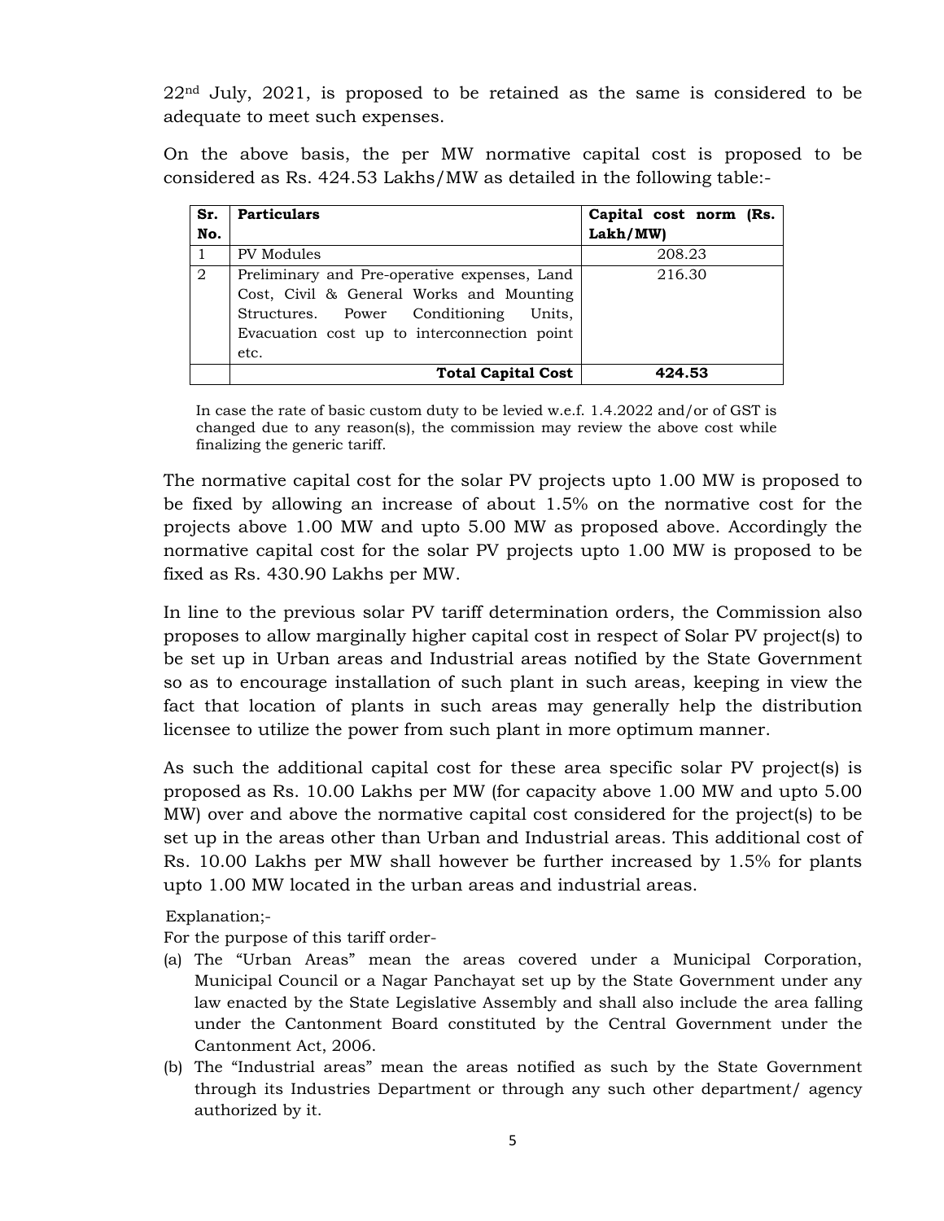22[nd] July, 2021, is proposed to be retained as the same is considered to be adequate to meet such expenses.

On the above basis, the per MW normative capital cost is proposed to be considered as Rs. 424.53 Lakhs/MW as detailed in the following table:-

| Sr. No. | Particulars | Capital cost norm (Rs. Lakh/MW) |
|---|---|---|
| 1 | PV Modules | 208.23 |
| 2 | Preliminary and Pre-operative expenses, Land Cost, Civil & General Works and Mounting Structures. Power Conditioning Units, Evacuation cost up to interconnection point etc. | 216.30 |
| | **Total Capital Cost** | **424.53** |

In case the rate of basic custom duty to be levied w.e.f. 1.4.2022 and/or of GST is changed due to any reason(s), the commission may review the above cost while finalizing the generic tariff.

The normative capital cost for the solar PV projects upto 1.00 MW is proposed to be fixed by allowing an increase of about 1.5% on the normative cost for the projects above 1.00 MW and upto 5.00 MW as proposed above. Accordingly the normative capital cost for the solar PV projects upto 1.00 MW is proposed to be fixed as Rs. 430.90 Lakhs per MW.

In line to the previous solar PV tariff determination orders, the Commission also proposes to allow marginally higher capital cost in respect of Solar PV project(s) to be set up in Urban areas and Industrial areas notified by the State Government so as to encourage installation of such plant in such areas, keeping in view the fact that location of plants in such areas may generally help the distribution licensee to utilize the power from such plant in more optimum manner.

As such the additional capital cost for these area specific solar PV project(s) is proposed as Rs. 10.00 Lakhs per MW (for capacity above 1.00 MW and upto 5.00 MW) over and above the normative capital cost considered for the project(s) to be set up in the areas other than Urban and Industrial areas. This additional cost of Rs. 10.00 Lakhs per MW shall however be further increased by 1.5% for plants upto 1.00 MW located in the urban areas and industrial areas.

Explanation;-

For the purpose of this tariff order-

(a) The "Urban Areas" mean the areas covered under a Municipal Corporation, Municipal Council or a Nagar Panchayat set up by the State Government under any law enacted by the State Legislative Assembly and shall also include the area falling under the Cantonment Board constituted by the Central Government under the Cantonment Act, 2006.
(b) The "Industrial areas" mean the areas notified as such by the State Government through its Industries Department or through any such other department/ agency authorized by it.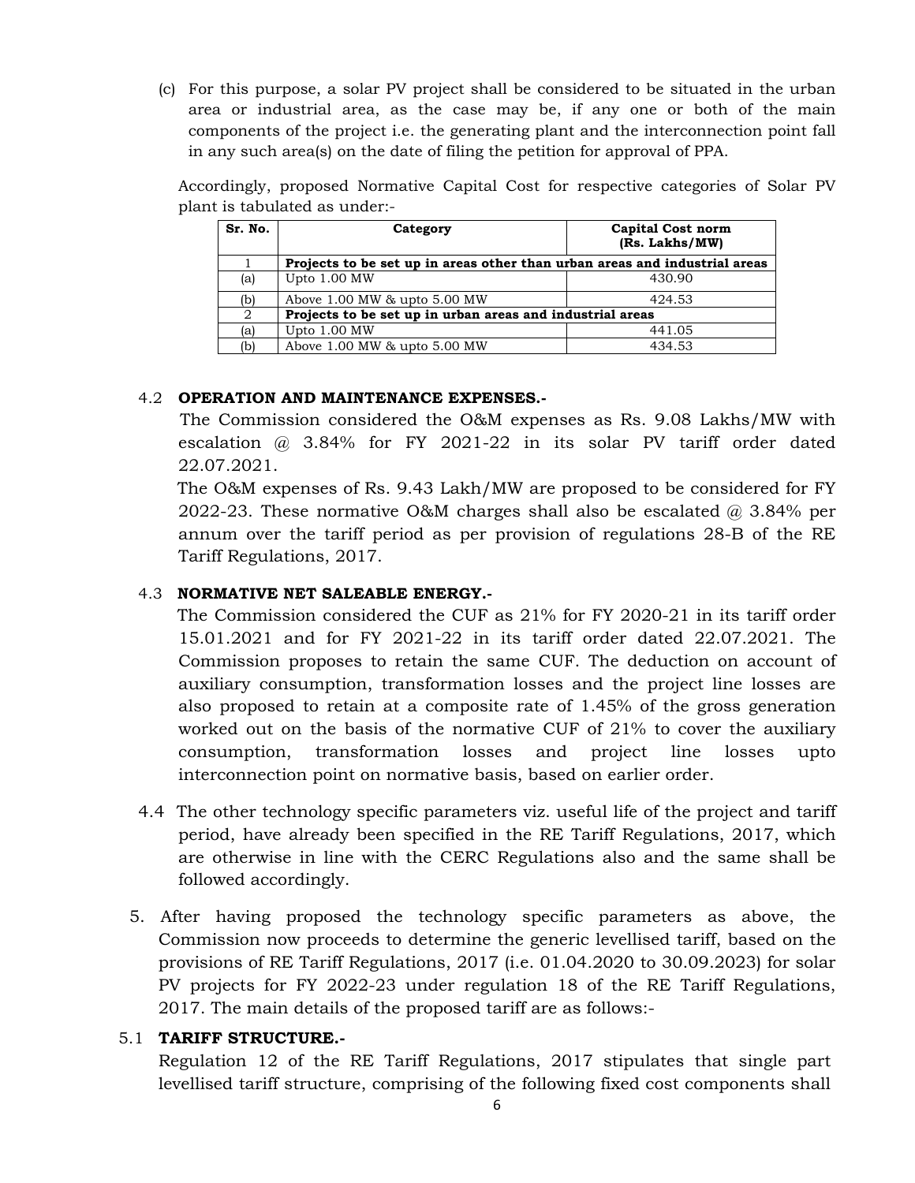(c) For this purpose, a solar PV project shall be considered to be situated in the urban area or industrial area, as the case may be, if any one or both of the main components of the project i.e. the generating plant and the interconnection point fall in any such area(s) on the date of filing the petition for approval of PPA.

Accordingly, proposed Normative Capital Cost for respective categories of Solar PV plant is tabulated as under:-

| Sr. No. | Category | Capital Cost norm (Rs. Lakhs/MW) |
|---|---|---|
| 1 | **Projects to be set up in areas other than urban areas and industrial areas** | |
| (a) | Upto 1.00 MW | 430.90 |
| (b) | Above 1.00 MW & upto 5.00 MW | 424.53 |
| 2 | **Projects to be set up in urban areas and industrial areas** | |
| (a) | Upto 1.00 MW | 441.05 |
| (b) | Above 1.00 MW & upto 5.00 MW | 434.53 |

4.2 **OPERATION AND MAINTENANCE EXPENSES.-**

The Commission considered the O&M expenses as Rs. 9.08 Lakhs/MW with escalation @ 3.84% for FY 2021-22 in its solar PV tariff order dated 22.07.2021.

The O&M expenses of Rs. 9.43 Lakh/MW are proposed to be considered for FY 2022-23. These normative O&M charges shall also be escalated @ 3.84% per annum over the tariff period as per provision of regulations 28-B of the RE Tariff Regulations, 2017.

4.3 **NORMATIVE NET SALEABLE ENERGY.-**

The Commission considered the CUF as 21% for FY 2020-21 in its tariff order 15.01.2021 and for FY 2021-22 in its tariff order dated 22.07.2021. The Commission proposes to retain the same CUF. The deduction on account of auxiliary consumption, transformation losses and the project line losses are also proposed to retain at a composite rate of 1.45% of the gross generation worked out on the basis of the normative CUF of 21% to cover the auxiliary consumption, transformation losses and project line losses upto interconnection point on normative basis, based on earlier order.

4.4 The other technology specific parameters viz. useful life of the project and tariff period, have already been specified in the RE Tariff Regulations, 2017, which are otherwise in line with the CERC Regulations also and the same shall be followed accordingly.

5. After having proposed the technology specific parameters as above, the Commission now proceeds to determine the generic levellised tariff, based on the provisions of RE Tariff Regulations, 2017 (i.e. 01.04.2020 to 30.09.2023) for solar PV projects for FY 2022-23 under regulation 18 of the RE Tariff Regulations, 2017. The main details of the proposed tariff are as follows:-

5.1 **TARIFF STRUCTURE.-**

Regulation 12 of the RE Tariff Regulations, 2017 stipulates that single part levellised tariff structure, comprising of the following fixed cost components shall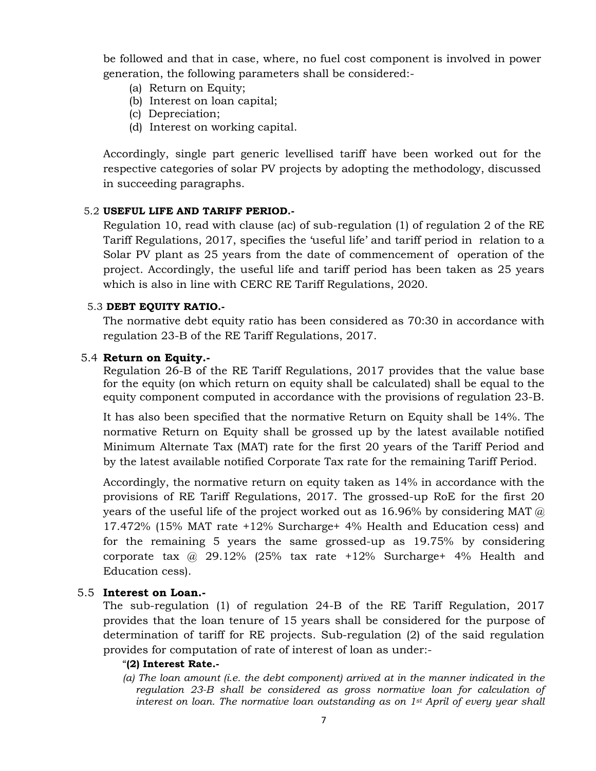be followed and that in case, where, no fuel cost component is involved in power generation, the following parameters shall be considered:-

(a) Return on Equity;
(b) Interest on loan capital;
(c) Depreciation;
(d) Interest on working capital.

Accordingly, single part generic levellised tariff have been worked out for the respective categories of solar PV projects by adopting the methodology, discussed in succeeding paragraphs.

5.2 **USEFUL LIFE AND TARIFF PERIOD.-**

Regulation 10, read with clause (ac) of sub-regulation (1) of regulation 2 of the RE Tariff Regulations, 2017, specifies the 'useful life' and tariff period in relation to a Solar PV plant as 25 years from the date of commencement of operation of the project. Accordingly, the useful life and tariff period has been taken as 25 years which is also in line with CERC RE Tariff Regulations, 2020.

5.3 **DEBT EQUITY RATIO.-**

The normative debt equity ratio has been considered as 70:30 in accordance with regulation 23-B of the RE Tariff Regulations, 2017.

5.4 **Return on Equity.-**

Regulation 26-B of the RE Tariff Regulations, 2017 provides that the value base for the equity (on which return on equity shall be calculated) shall be equal to the equity component computed in accordance with the provisions of regulation 23-B.

It has also been specified that the normative Return on Equity shall be 14%. The normative Return on Equity shall be grossed up by the latest available notified Minimum Alternate Tax (MAT) rate for the first 20 years of the Tariff Period and by the latest available notified Corporate Tax rate for the remaining Tariff Period.

Accordingly, the normative return on equity taken as 14% in accordance with the provisions of RE Tariff Regulations, 2017. The grossed-up RoE for the first 20 years of the useful life of the project worked out as 16.96% by considering MAT @ 17.472% (15% MAT rate +12% Surcharge+ 4% Health and Education cess) and for the remaining 5 years the same grossed-up as 19.75% by considering corporate tax @ 29.12% (25% tax rate +12% Surcharge+ 4% Health and Education cess).

5.5 **Interest on Loan.-**

The sub-regulation (1) of regulation 24-B of the RE Tariff Regulation, 2017 provides that the loan tenure of 15 years shall be considered for the purpose of determination of tariff for RE projects. Sub-regulation (2) of the said regulation provides for computation of rate of interest of loan as under:-

"**(2) Interest Rate.-**

*(a) The loan amount (i.e. the debt component) arrived at in the manner indicated in the regulation 23-B shall be considered as gross normative loan for calculation of interest on loan. The normative loan outstanding as on 1st April of every year shall*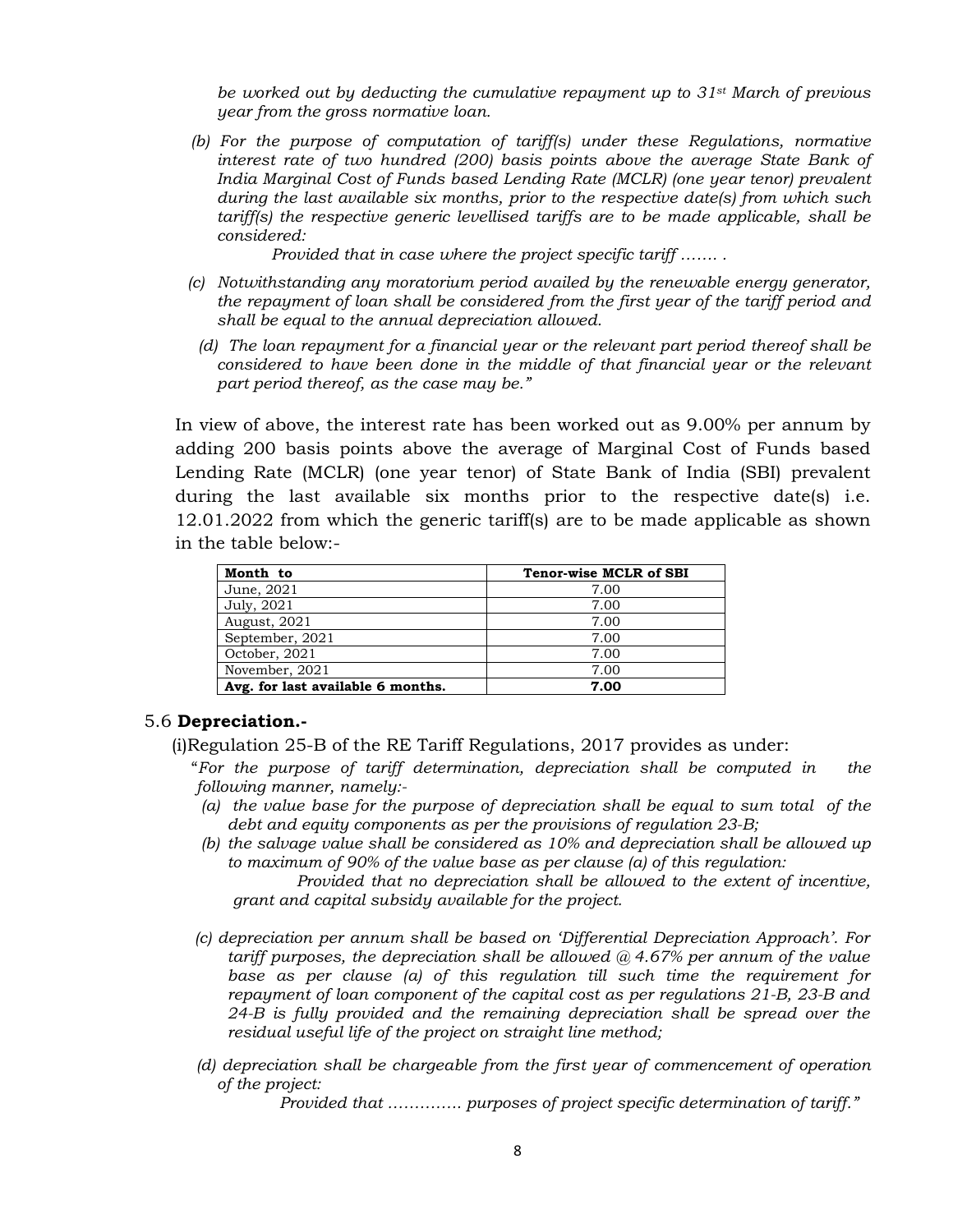*be worked out by deducting the cumulative repayment up to 31st March of previous year from the gross normative loan.*

*(b) For the purpose of computation of tariff(s) under these Regulations, normative interest rate of two hundred (200) basis points above the average State Bank of India Marginal Cost of Funds based Lending Rate (MCLR) (one year tenor) prevalent during the last available six months, prior to the respective date(s) from which such tariff(s) the respective generic levellised tariffs are to be made applicable, shall be considered:*

*Provided that in case where the project specific tariff ……. .*

*(c) Notwithstanding any moratorium period availed by the renewable energy generator, the repayment of loan shall be considered from the first year of the tariff period and shall be equal to the annual depreciation allowed.*

*(d) The loan repayment for a financial year or the relevant part period thereof shall be considered to have been done in the middle of that financial year or the relevant part period thereof, as the case may be."*

In view of above, the interest rate has been worked out as 9.00% per annum by adding 200 basis points above the average of Marginal Cost of Funds based Lending Rate (MCLR) (one year tenor) of State Bank of India (SBI) prevalent during the last available six months prior to the respective date(s) i.e. 12.01.2022 from which the generic tariff(s) are to be made applicable as shown in the table below:-

| Month to | Tenor-wise MCLR of SBI |
|---|---|
| June, 2021 | 7.00 |
| July, 2021 | 7.00 |
| August, 2021 | 7.00 |
| September, 2021 | 7.00 |
| October, 2021 | 7.00 |
| November, 2021 | 7.00 |
| **Avg. for last available 6 months.** | **7.00** |

5.6 **Depreciation.-**

(i)Regulation 25-B of the RE Tariff Regulations, 2017 provides as under:

"*For the purpose of tariff determination, depreciation shall be computed in the following manner, namely:-*

*(a) the value base for the purpose of depreciation shall be equal to sum total of the debt and equity components as per the provisions of regulation 23-B;*

*(b) the salvage value shall be considered as 10% and depreciation shall be allowed up to maximum of 90% of the value base as per clause (a) of this regulation:*

*Provided that no depreciation shall be allowed to the extent of incentive, grant and capital subsidy available for the project.*

*(c) depreciation per annum shall be based on 'Differential Depreciation Approach'. For tariff purposes, the depreciation shall be allowed @ 4.67% per annum of the value base as per clause (a) of this regulation till such time the requirement for repayment of loan component of the capital cost as per regulations 21-B, 23-B and 24-B is fully provided and the remaining depreciation shall be spread over the residual useful life of the project on straight line method;*

*(d) depreciation shall be chargeable from the first year of commencement of operation of the project:*

*Provided that …………. purposes of project specific determination of tariff."*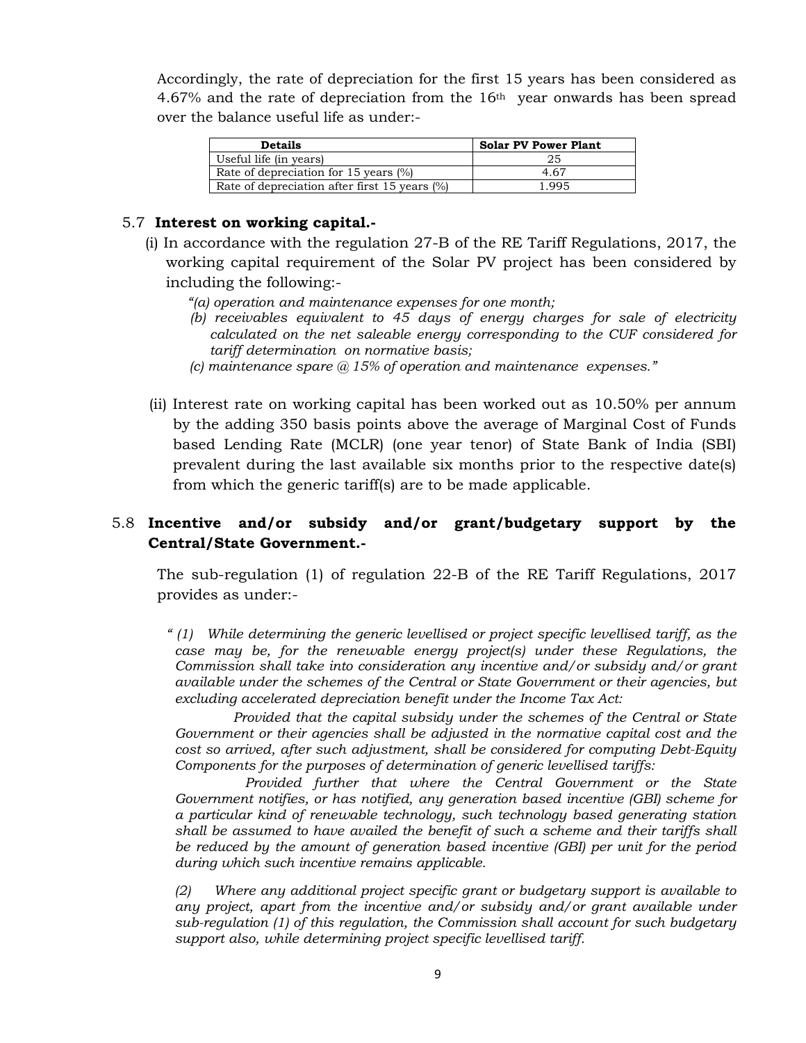Accordingly, the rate of depreciation for the first 15 years has been considered as 4.67% and the rate of depreciation from the 16th year onwards has been spread over the balance useful life as under:-

| Details | Solar PV Power Plant |
|---|---|
| Useful life (in years) | 25 |
| Rate of depreciation for 15 years (%) | 4.67 |
| Rate of depreciation after first 15 years (%) | 1.995 |

5.7 **Interest on working capital.-**

(i) In accordance with the regulation 27-B of the RE Tariff Regulations, 2017, the working capital requirement of the Solar PV project has been considered by including the following:-

*"(a) operation and maintenance expenses for one month;*

*(b) receivables equivalent to 45 days of energy charges for sale of electricity calculated on the net saleable energy corresponding to the CUF considered for tariff determination on normative basis;*

*(c) maintenance spare @ 15% of operation and maintenance expenses."*

(ii) Interest rate on working capital has been worked out as 10.50% per annum by the adding 350 basis points above the average of Marginal Cost of Funds based Lending Rate (MCLR) (one year tenor) of State Bank of India (SBI) prevalent during the last available six months prior to the respective date(s) from which the generic tariff(s) are to be made applicable.

5.8 **Incentive and/or subsidy and/or grant/budgetary support by the Central/State Government.-**

The sub-regulation (1) of regulation 22-B of the RE Tariff Regulations, 2017 provides as under:-

*" (1) While determining the generic levellised or project specific levellised tariff, as the case may be, for the renewable energy project(s) under these Regulations, the Commission shall take into consideration any incentive and/or subsidy and/or grant available under the schemes of the Central or State Government or their agencies, but excluding accelerated depreciation benefit under the Income Tax Act:*

*Provided that the capital subsidy under the schemes of the Central or State Government or their agencies shall be adjusted in the normative capital cost and the cost so arrived, after such adjustment, shall be considered for computing Debt-Equity Components for the purposes of determination of generic levellised tariffs:*

*Provided further that where the Central Government or the State Government notifies, or has notified, any generation based incentive (GBI) scheme for a particular kind of renewable technology, such technology based generating station shall be assumed to have availed the benefit of such a scheme and their tariffs shall be reduced by the amount of generation based incentive (GBI) per unit for the period during which such incentive remains applicable.*

*(2) Where any additional project specific grant or budgetary support is available to any project, apart from the incentive and/or subsidy and/or grant available under sub-regulation (1) of this regulation, the Commission shall account for such budgetary support also, while determining project specific levellised tariff.*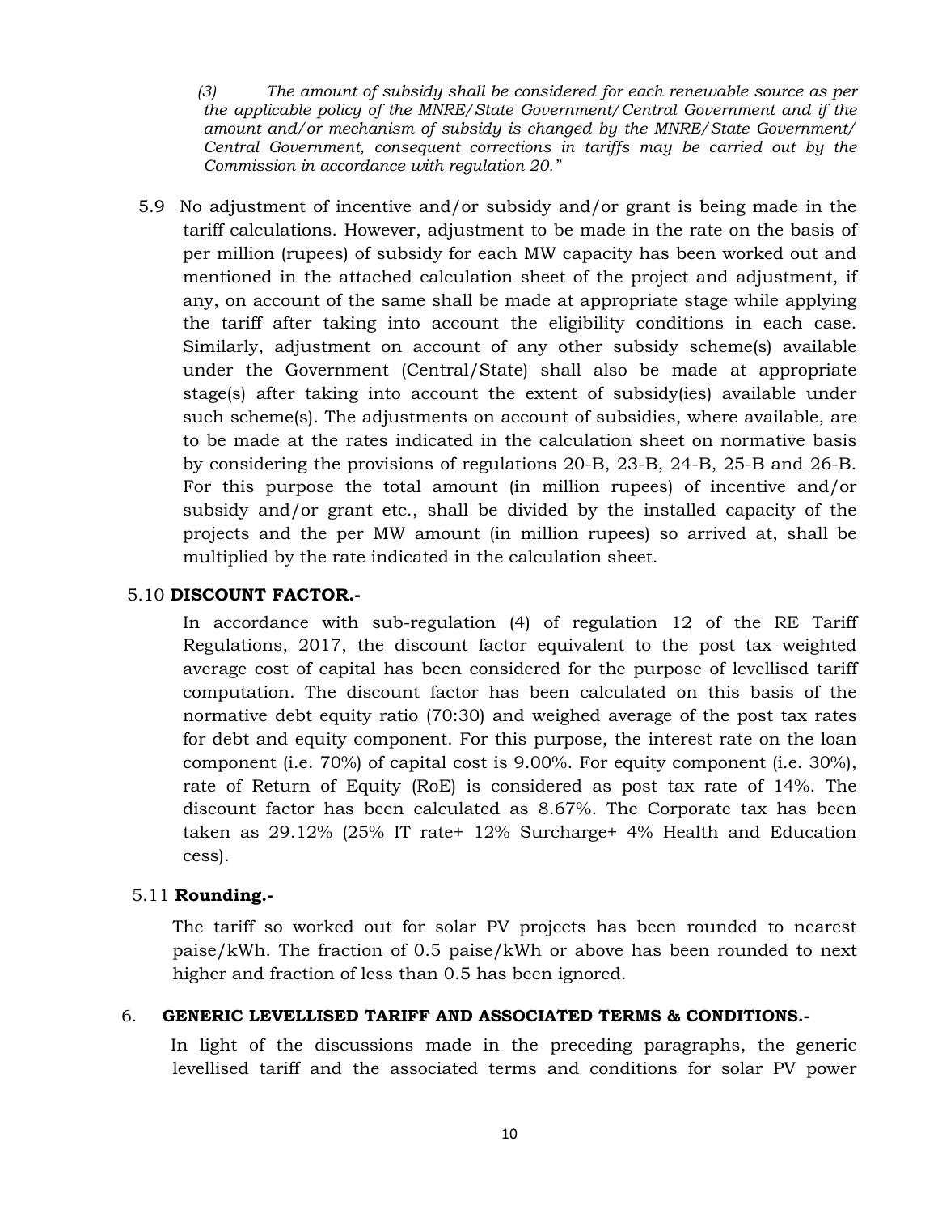*(3) The amount of subsidy shall be considered for each renewable source as per the applicable policy of the MNRE/State Government/Central Government and if the amount and/or mechanism of subsidy is changed by the MNRE/State Government/ Central Government, consequent corrections in tariffs may be carried out by the Commission in accordance with regulation 20."*

5.9 No adjustment of incentive and/or subsidy and/or grant is being made in the tariff calculations. However, adjustment to be made in the rate on the basis of per million (rupees) of subsidy for each MW capacity has been worked out and mentioned in the attached calculation sheet of the project and adjustment, if any, on account of the same shall be made at appropriate stage while applying the tariff after taking into account the eligibility conditions in each case. Similarly, adjustment on account of any other subsidy scheme(s) available under the Government (Central/State) shall also be made at appropriate stage(s) after taking into account the extent of subsidy(ies) available under such scheme(s). The adjustments on account of subsidies, where available, are to be made at the rates indicated in the calculation sheet on normative basis by considering the provisions of regulations 20-B, 23-B, 24-B, 25-B and 26-B. For this purpose the total amount (in million rupees) of incentive and/or subsidy and/or grant etc., shall be divided by the installed capacity of the projects and the per MW amount (in million rupees) so arrived at, shall be multiplied by the rate indicated in the calculation sheet.

5.10 **DISCOUNT FACTOR.-**

In accordance with sub-regulation (4) of regulation 12 of the RE Tariff Regulations, 2017, the discount factor equivalent to the post tax weighted average cost of capital has been considered for the purpose of levellised tariff computation. The discount factor has been calculated on this basis of the normative debt equity ratio (70:30) and weighed average of the post tax rates for debt and equity component. For this purpose, the interest rate on the loan component (i.e. 70%) of capital cost is 9.00%. For equity component (i.e. 30%), rate of Return of Equity (RoE) is considered as post tax rate of 14%. The discount factor has been calculated as 8.67%. The Corporate tax has been taken as 29.12% (25% IT rate+ 12% Surcharge+ 4% Health and Education cess).

5.11 **Rounding.-**

The tariff so worked out for solar PV projects has been rounded to nearest paise/kWh. The fraction of 0.5 paise/kWh or above has been rounded to next higher and fraction of less than 0.5 has been ignored.

6. **GENERIC LEVELLISED TARIFF AND ASSOCIATED TERMS & CONDITIONS.-**

In light of the discussions made in the preceding paragraphs, the generic levellised tariff and the associated terms and conditions for solar PV power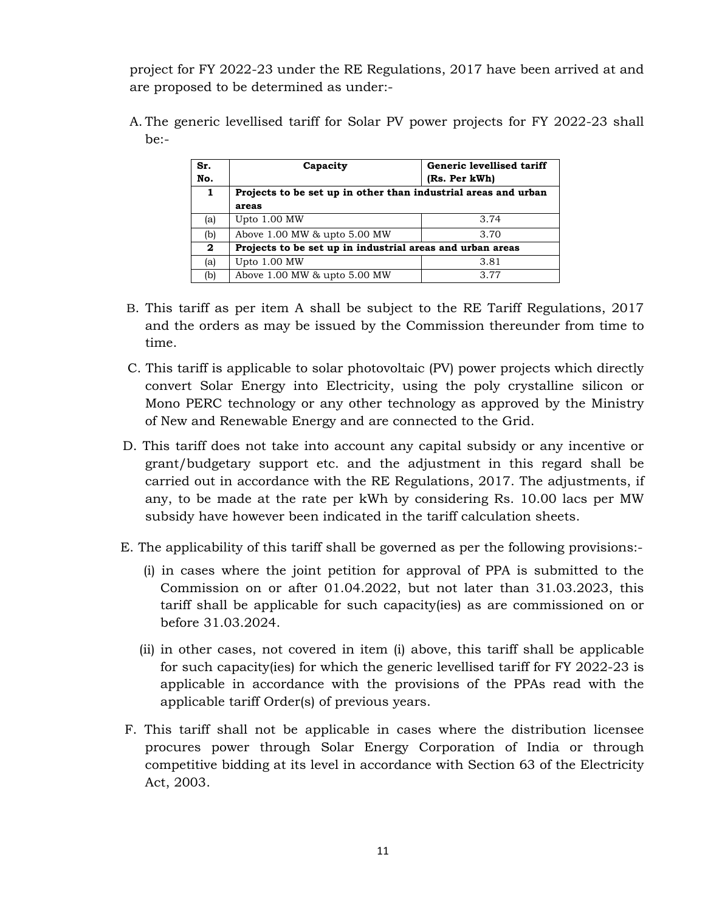project for FY 2022-23 under the RE Regulations, 2017 have been arrived at and are proposed to be determined as under:-

A. The generic levellised tariff for Solar PV power projects for FY 2022-23 shall be:-

| Sr. No. | Capacity | Generic levellised tariff (Rs. Per kWh) |
|---|---|---|
| **1** | **Projects to be set up in other than industrial areas and urban areas** | |
| (a) | Upto 1.00 MW | 3.74 |
| (b) | Above 1.00 MW & upto 5.00 MW | 3.70 |
| **2** | **Projects to be set up in industrial areas and urban areas** | |
| (a) | Upto 1.00 MW | 3.81 |
| (b) | Above 1.00 MW & upto 5.00 MW | 3.77 |

B. This tariff as per item A shall be subject to the RE Tariff Regulations, 2017 and the orders as may be issued by the Commission thereunder from time to time.

C. This tariff is applicable to solar photovoltaic (PV) power projects which directly convert Solar Energy into Electricity, using the poly crystalline silicon or Mono PERC technology or any other technology as approved by the Ministry of New and Renewable Energy and are connected to the Grid.

D. This tariff does not take into account any capital subsidy or any incentive or grant/budgetary support etc. and the adjustment in this regard shall be carried out in accordance with the RE Regulations, 2017. The adjustments, if any, to be made at the rate per kWh by considering Rs. 10.00 lacs per MW subsidy have however been indicated in the tariff calculation sheets.

E. The applicability of this tariff shall be governed as per the following provisions:-

   (i) in cases where the joint petition for approval of PPA is submitted to the Commission on or after 01.04.2022, but not later than 31.03.2023, this tariff shall be applicable for such capacity(ies) as are commissioned on or before 31.03.2024.

   (ii) in other cases, not covered in item (i) above, this tariff shall be applicable for such capacity(ies) for which the generic levellised tariff for FY 2022-23 is applicable in accordance with the provisions of the PPAs read with the applicable tariff Order(s) of previous years.

F. This tariff shall not be applicable in cases where the distribution licensee procures power through Solar Energy Corporation of India or through competitive bidding at its level in accordance with Section 63 of the Electricity Act, 2003.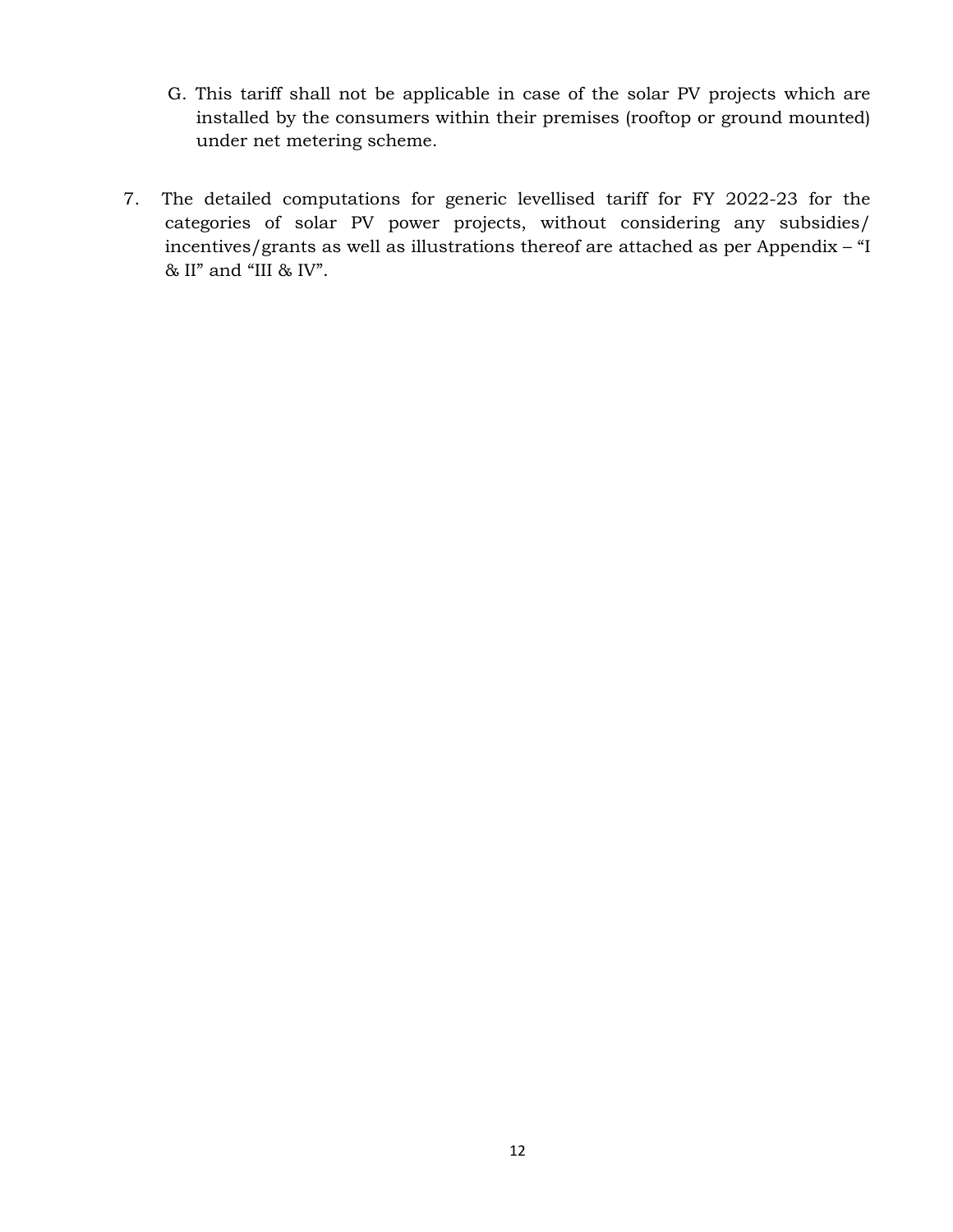G. This tariff shall not be applicable in case of the solar PV projects which are installed by the consumers within their premises (rooftop or ground mounted) under net metering scheme.

7. The detailed computations for generic levellised tariff for FY 2022-23 for the categories of solar PV power projects, without considering any subsidies/ incentives/grants as well as illustrations thereof are attached as per Appendix – "I & II" and "III & IV".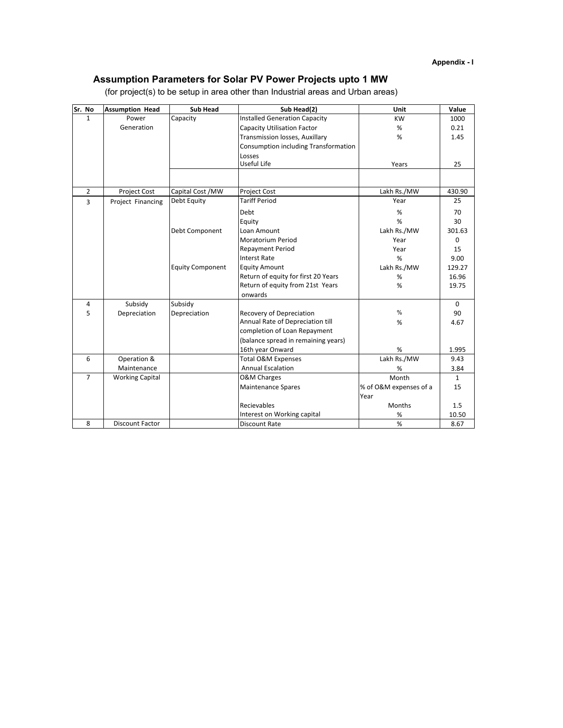Appendix - I

## Assumption Parameters for Solar PV Power Projects upto 1 MW

(for project(s) to be setup in area other than Industrial areas and Urban areas)

| Sr. No | Assumption Head | Sub Head | Sub Head(2) | Unit | Value |
|---|---|---|---|---|---|
| 1 | Power Generation | Capacity | Installed Generation Capacity | KW | 1000 |
| | | | Capacity Utilisation Factor | % | 0.21 |
| | | | Transmission losses, Auxillary Consumption including Transformation Losses | % | 1.45 |
| | | | Useful Life | Years | 25 |
| | | | | | |
| 2 | Project Cost | Capital Cost /MW | Project Cost | Lakh Rs./MW | 430.90 |
| 3 | Project Financing | Debt Equity | Tariff Period | Year | 25 |
| | | | Debt | % | 70 |
| | | | Equity | % | 30 |
| | | Debt Component | Loan Amount | Lakh Rs./MW | 301.63 |
| | | | Moratorium Period | Year | 0 |
| | | | Repayment Period | Year | 15 |
| | | | Interst Rate | % | 9.00 |
| | | Equity Component | Equity Amount | Lakh Rs./MW | 129.27 |
| | | | Return of equity for first 20 Years | % | 16.96 |
| | | | Return of equity from 21st Years onwards | % | 19.75 |
| 4 | Subsidy | Subsidy | | | 0 |
| 5 | Depreciation | Depreciation | Recovery of Depreciation | % | 90 |
| | | | Annual Rate of Depreciation till completion of Loan Repayment | % | 4.67 |
| | | | (balance spread in remaining years) 16th year Onward | % | 1.995 |
| 6 | Operation & Maintenance | | Total O&M Expenses | Lakh Rs./MW | 9.43 |
| | | | Annual Escalation | % | 3.84 |
| 7 | Working Capital | | O&M Charges | Month | 1 |
| | | | Maintenance Spares | % of O&M expenses of a Year | 15 |
| | | | Recievables | Months | 1.5 |
| | | | Interest on Working capital | % | 10.50 |
| 8 | Discount Factor | | Discount Rate | % | 8.67 |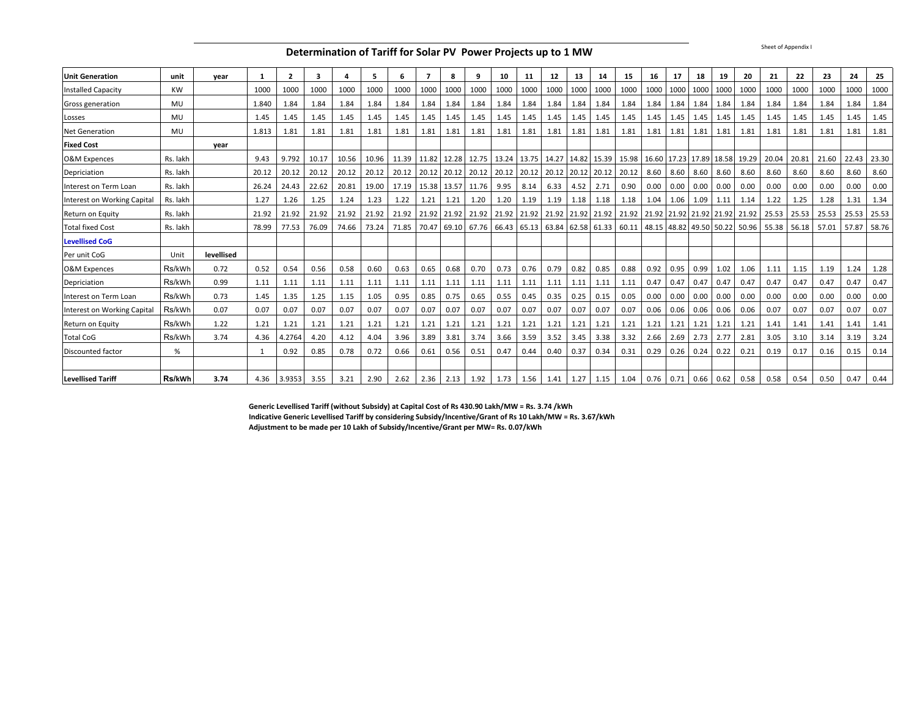Sheet of Appendix I

## Determination of Tariff for Solar PV Power Projects up to 1 MW

| Unit Generation | unit | year | 1 | 2 | 3 | 4 | 5 | 6 | 7 | 8 | 9 | 10 | 11 | 12 | 13 | 14 | 15 | 16 | 17 | 18 | 19 | 20 | 21 | 22 | 23 | 24 | 25 |
|---|---|---|---|---|---|---|---|---|---|---|---|---|---|---|---|---|---|---|---|---|---|---|---|---|---|---|---|
| Installed Capacity | KW | | 1000 | 1000 | 1000 | 1000 | 1000 | 1000 | 1000 | 1000 | 1000 | 1000 | 1000 | 1000 | 1000 | 1000 | 1000 | 1000 | 1000 | 1000 | 1000 | 1000 | 1000 | 1000 | 1000 | 1000 | 1000 |
| Gross generation | MU | | 1.840 | 1.84 | 1.84 | 1.84 | 1.84 | 1.84 | 1.84 | 1.84 | 1.84 | 1.84 | 1.84 | 1.84 | 1.84 | 1.84 | 1.84 | 1.84 | 1.84 | 1.84 | 1.84 | 1.84 | 1.84 | 1.84 | 1.84 | 1.84 | 1.84 |
| Losses | MU | | 1.45 | 1.45 | 1.45 | 1.45 | 1.45 | 1.45 | 1.45 | 1.45 | 1.45 | 1.45 | 1.45 | 1.45 | 1.45 | 1.45 | 1.45 | 1.45 | 1.45 | 1.45 | 1.45 | 1.45 | 1.45 | 1.45 | 1.45 | 1.45 | 1.45 |
| Net Generation | MU | | 1.813 | 1.81 | 1.81 | 1.81 | 1.81 | 1.81 | 1.81 | 1.81 | 1.81 | 1.81 | 1.81 | 1.81 | 1.81 | 1.81 | 1.81 | 1.81 | 1.81 | 1.81 | 1.81 | 1.81 | 1.81 | 1.81 | 1.81 | 1.81 | 1.81 |
| **Fixed Cost** | | year | | | | | | | | | | | | | | | | | | | | | | | | | |
| O&M Expences | Rs. lakh | | 9.43 | 9.792 | 10.17 | 10.56 | 10.96 | 11.39 | 11.82 | 12.28 | 12.75 | 13.24 | 13.75 | 14.27 | 14.82 | 15.39 | 15.98 | 16.60 | 17.23 | 17.89 | 18.58 | 19.29 | 20.04 | 20.81 | 21.60 | 22.43 | 23.30 |
| Depriciation | Rs. lakh | | 20.12 | 20.12 | 20.12 | 20.12 | 20.12 | 20.12 | 20.12 | 20.12 | 20.12 | 20.12 | 20.12 | 20.12 | 20.12 | 20.12 | 20.12 | 8.60 | 8.60 | 8.60 | 8.60 | 8.60 | 8.60 | 8.60 | 8.60 | 8.60 | 8.60 |
| Interest on Term Loan | Rs. lakh | | 26.24 | 24.43 | 22.62 | 20.81 | 19.00 | 17.19 | 15.38 | 13.57 | 11.76 | 9.95 | 8.14 | 6.33 | 4.52 | 2.71 | 0.90 | 0.00 | 0.00 | 0.00 | 0.00 | 0.00 | 0.00 | 0.00 | 0.00 | 0.00 | 0.00 |
| Interest on Working Capital | Rs. lakh | | 1.27 | 1.26 | 1.25 | 1.24 | 1.23 | 1.22 | 1.21 | 1.21 | 1.20 | 1.20 | 1.19 | 1.19 | 1.18 | 1.18 | 1.18 | 1.04 | 1.06 | 1.09 | 1.11 | 1.14 | 1.22 | 1.25 | 1.28 | 1.31 | 1.34 |
| Return on Equity | Rs. lakh | | 21.92 | 21.92 | 21.92 | 21.92 | 21.92 | 21.92 | 21.92 | 21.92 | 21.92 | 21.92 | 21.92 | 21.92 | 21.92 | 21.92 | 21.92 | 21.92 | 21.92 | 21.92 | 21.92 | 21.92 | 25.53 | 25.53 | 25.53 | 25.53 | 25.53 |
| Total fixed Cost | Rs. lakh | | 78.99 | 77.53 | 76.09 | 74.66 | 73.24 | 71.85 | 70.47 | 69.10 | 67.76 | 66.43 | 65.13 | 63.84 | 62.58 | 61.33 | 60.11 | 48.15 | 48.82 | 49.50 | 50.22 | 50.96 | 55.38 | 56.18 | 57.01 | 57.87 | 58.76 |
| **Levellised CoG** | | | | | | | | | | | | | | | | | | | | | | | | | | | |
| Per unit CoG | Unit | **levellised** | | | | | | | | | | | | | | | | | | | | | | | | | |
| O&M Expences | Rs/kWh | 0.72 | 0.52 | 0.54 | 0.56 | 0.58 | 0.60 | 0.63 | 0.65 | 0.68 | 0.70 | 0.73 | 0.76 | 0.79 | 0.82 | 0.85 | 0.88 | 0.92 | 0.95 | 0.99 | 1.02 | 1.06 | 1.11 | 1.15 | 1.19 | 1.24 | 1.28 |
| Depriciation | Rs/kWh | 0.99 | 1.11 | 1.11 | 1.11 | 1.11 | 1.11 | 1.11 | 1.11 | 1.11 | 1.11 | 1.11 | 1.11 | 1.11 | 1.11 | 1.11 | 1.11 | 0.47 | 0.47 | 0.47 | 0.47 | 0.47 | 0.47 | 0.47 | 0.47 | 0.47 | 0.47 |
| Interest on Term Loan | Rs/kWh | 0.73 | 1.45 | 1.35 | 1.25 | 1.15 | 1.05 | 0.95 | 0.85 | 0.75 | 0.65 | 0.55 | 0.45 | 0.35 | 0.25 | 0.15 | 0.05 | 0.00 | 0.00 | 0.00 | 0.00 | 0.00 | 0.00 | 0.00 | 0.00 | 0.00 | 0.00 |
| Interest on Working Capital | Rs/kWh | 0.07 | 0.07 | 0.07 | 0.07 | 0.07 | 0.07 | 0.07 | 0.07 | 0.07 | 0.07 | 0.07 | 0.07 | 0.07 | 0.07 | 0.07 | 0.07 | 0.06 | 0.06 | 0.06 | 0.06 | 0.06 | 0.07 | 0.07 | 0.07 | 0.07 | 0.07 |
| Return on Equity | Rs/kWh | 1.22 | 1.21 | 1.21 | 1.21 | 1.21 | 1.21 | 1.21 | 1.21 | 1.21 | 1.21 | 1.21 | 1.21 | 1.21 | 1.21 | 1.21 | 1.21 | 1.21 | 1.21 | 1.21 | 1.21 | 1.21 | 1.41 | 1.41 | 1.41 | 1.41 | 1.41 |
| Total CoG | Rs/kWh | 3.74 | 4.36 | 4.2764 | 4.20 | 4.12 | 4.04 | 3.96 | 3.89 | 3.81 | 3.74 | 3.66 | 3.59 | 3.52 | 3.45 | 3.38 | 3.32 | 2.66 | 2.69 | 2.73 | 2.77 | 2.81 | 3.05 | 3.10 | 3.14 | 3.19 | 3.24 |
| Discounted factor | % | | 1 | 0.92 | 0.85 | 0.78 | 0.72 | 0.66 | 0.61 | 0.56 | 0.51 | 0.47 | 0.44 | 0.40 | 0.37 | 0.34 | 0.31 | 0.29 | 0.26 | 0.24 | 0.22 | 0.21 | 0.19 | 0.17 | 0.16 | 0.15 | 0.14 |
| | | | | | | | | | | | | | | | | | | | | | | | | | | | |
| **Levellised Tariff** | **Rs/kWh** | **3.74** | 4.36 | 3.9353 | 3.55 | 3.21 | 2.90 | 2.62 | 2.36 | 2.13 | 1.92 | 1.73 | 1.56 | 1.41 | 1.27 | 1.15 | 1.04 | 0.76 | 0.71 | 0.66 | 0.62 | 0.58 | 0.58 | 0.54 | 0.50 | 0.47 | 0.44 |

**Generic Levellised Tariff (without Subsidy) at Capital Cost of Rs 430.90 Lakh/MW = Rs. 3.74 /kWh**
**Indicative Generic Levellised Tariff by considering Subsidy/Incentive/Grant of Rs 10 Lakh/MW = Rs. 3.67/kWh**
**Adjustment to be made per 10 Lakh of Subsidy/Incentive/Grant per MW= Rs. 0.07/kWh**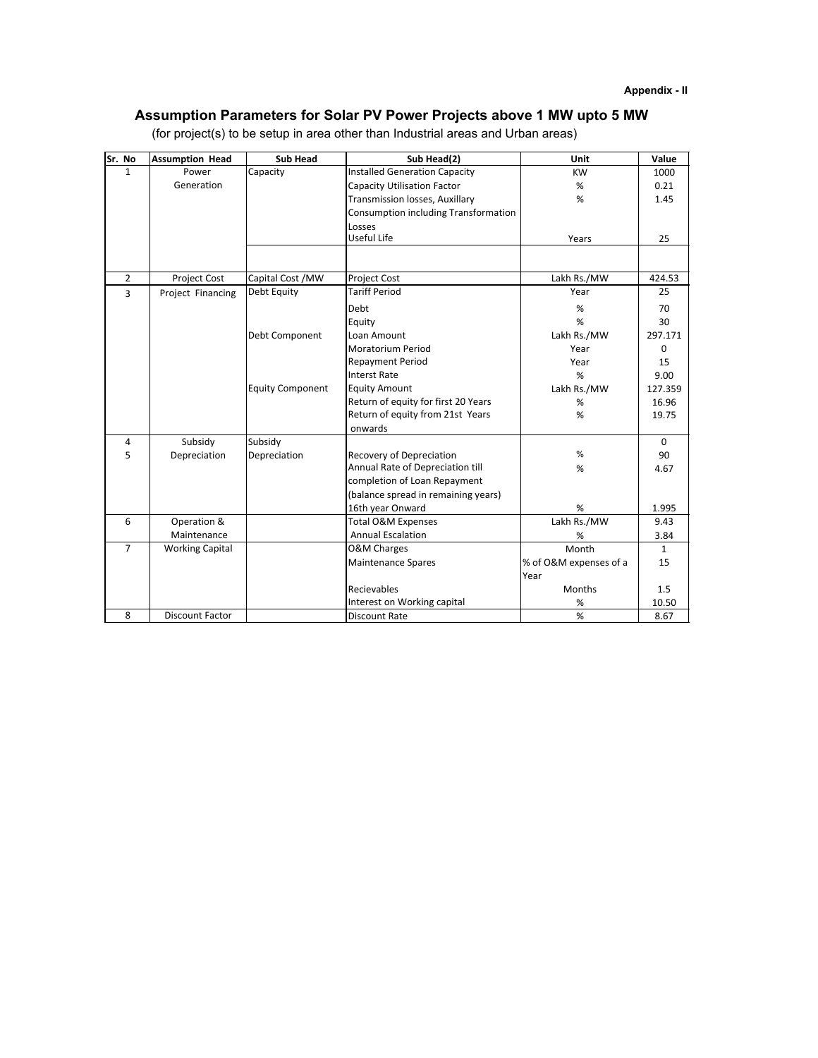**Appendix - II**

## Assumption Parameters for Solar PV Power Projects above 1 MW upto 5 MW

(for project(s) to be setup in area other than Industrial areas and Urban areas)

| Sr. No | Assumption Head | Sub Head | Sub Head(2) | Unit | Value |
|---|---|---|---|---|---|
| 1 | Power Generation | Capacity | Installed Generation Capacity | KW | 1000 |
| | | | Capacity Utilisation Factor | % | 0.21 |
| | | | Transmission losses, Auxillary Consumption including Transformation Losses | % | 1.45 |
| | | | Useful Life | Years | 25 |
| | | | | | |
| 2 | Project Cost | Capital Cost /MW | Project Cost | Lakh Rs./MW | 424.53 |
| 3 | Project Financing | Debt Equity | Tariff Period | Year | 25 |
| | | | Debt | % | 70 |
| | | | Equity | % | 30 |
| | | Debt Component | Loan Amount | Lakh Rs./MW | 297.171 |
| | | | Moratorium Period | Year | 0 |
| | | | Repayment Period | Year | 15 |
| | | | Interst Rate | % | 9.00 |
| | | Equity Component | Equity Amount | Lakh Rs./MW | 127.359 |
| | | | Return of equity for first 20 Years | % | 16.96 |
| | | | Return of equity from 21st Years onwards | % | 19.75 |
| 4 | Subsidy | Subsidy | | | 0 |
| 5 | Depreciation | Depreciation | Recovery of Depreciation | % | 90 |
| | | | Annual Rate of Depreciation till completion of Loan Repayment | % | 4.67 |
| | | | (balance spread in remaining years) 16th year Onward | % | 1.995 |
| 6 | Operation & Maintenance | | Total O&M Expenses | Lakh Rs./MW | 9.43 |
| | | | Annual Escalation | % | 3.84 |
| 7 | Working Capital | | O&M Charges | Month | 1 |
| | | | Maintenance Spares | % of O&M expenses of a Year | 15 |
| | | | Recievables | Months | 1.5 |
| | | | Interest on Working capital | % | 10.50 |
| 8 | Discount Factor | | Discount Rate | % | 8.67 |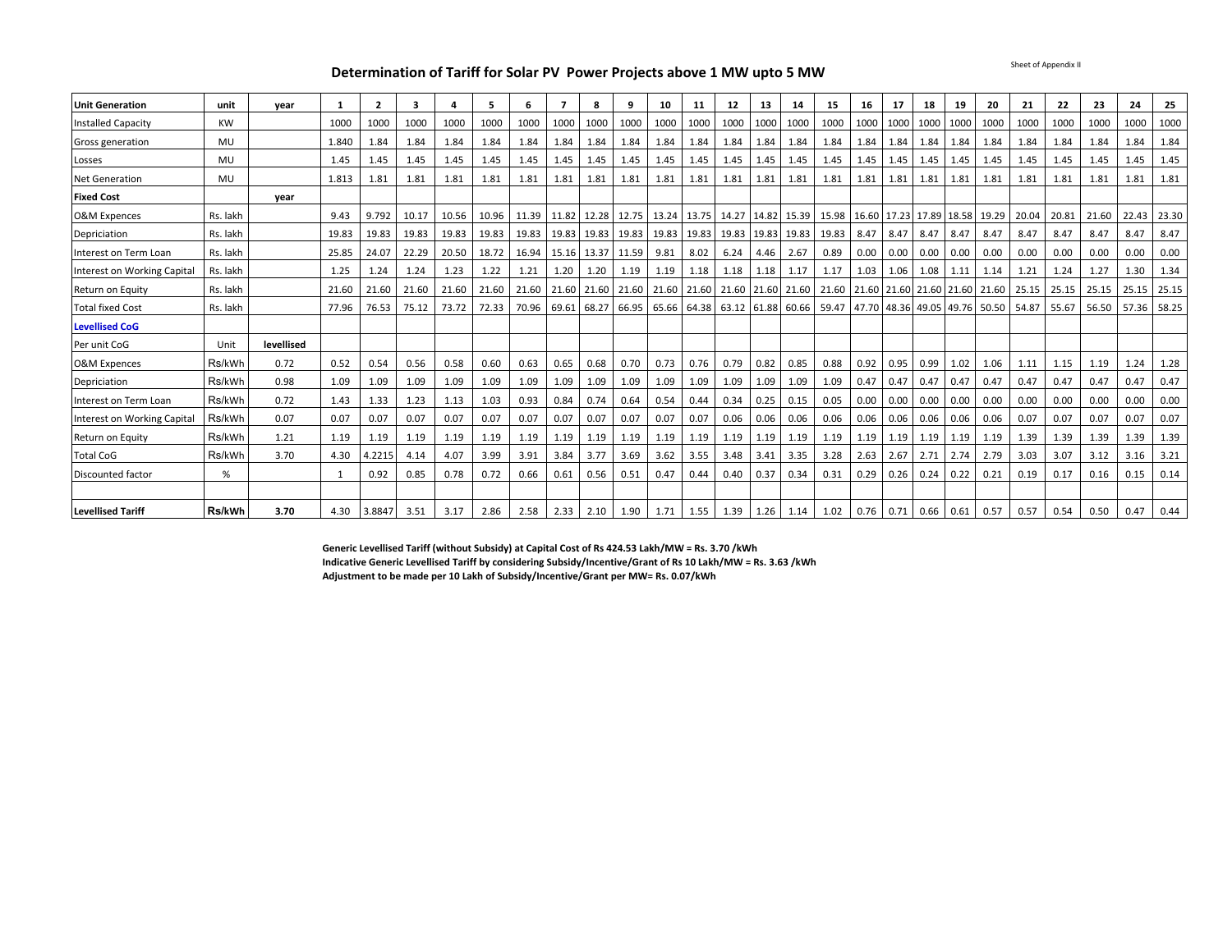Sheet of Appendix II

## Determination of Tariff for Solar PV Power Projects above 1 MW upto 5 MW

| Unit Generation | unit | year | 1 | 2 | 3 | 4 | 5 | 6 | 7 | 8 | 9 | 10 | 11 | 12 | 13 | 14 | 15 | 16 | 17 | 18 | 19 | 20 | 21 | 22 | 23 | 24 | 25 |
|---|---|---|---|---|---|---|---|---|---|---|---|---|---|---|---|---|---|---|---|---|---|---|---|---|---|---|---|
| Installed Capacity | KW | | 1000 | 1000 | 1000 | 1000 | 1000 | 1000 | 1000 | 1000 | 1000 | 1000 | 1000 | 1000 | 1000 | 1000 | 1000 | 1000 | 1000 | 1000 | 1000 | 1000 | 1000 | 1000 | 1000 | 1000 | 1000 |
| Gross generation | MU | | 1.840 | 1.84 | 1.84 | 1.84 | 1.84 | 1.84 | 1.84 | 1.84 | 1.84 | 1.84 | 1.84 | 1.84 | 1.84 | 1.84 | 1.84 | 1.84 | 1.84 | 1.84 | 1.84 | 1.84 | 1.84 | 1.84 | 1.84 | 1.84 | 1.84 |
| Losses | MU | | 1.45 | 1.45 | 1.45 | 1.45 | 1.45 | 1.45 | 1.45 | 1.45 | 1.45 | 1.45 | 1.45 | 1.45 | 1.45 | 1.45 | 1.45 | 1.45 | 1.45 | 1.45 | 1.45 | 1.45 | 1.45 | 1.45 | 1.45 | 1.45 | 1.45 |
| Net Generation | MU | | 1.813 | 1.81 | 1.81 | 1.81 | 1.81 | 1.81 | 1.81 | 1.81 | 1.81 | 1.81 | 1.81 | 1.81 | 1.81 | 1.81 | 1.81 | 1.81 | 1.81 | 1.81 | 1.81 | 1.81 | 1.81 | 1.81 | 1.81 | 1.81 | 1.81 |
| **Fixed Cost** | | **year** | | | | | | | | | | | | | | | | | | | | | | | | | |
| O&M Expences | Rs. lakh | | 9.43 | 9.792 | 10.17 | 10.56 | 10.96 | 11.39 | 11.82 | 12.28 | 12.75 | 13.24 | 13.75 | 14.27 | 14.82 | 15.39 | 15.98 | 16.60 | 17.23 | 17.89 | 18.58 | 19.29 | 20.04 | 20.81 | 21.60 | 22.43 | 23.30 |
| Depriciation | Rs. lakh | | 19.83 | 19.83 | 19.83 | 19.83 | 19.83 | 19.83 | 19.83 | 19.83 | 19.83 | 19.83 | 19.83 | 19.83 | 19.83 | 19.83 | 19.83 | 8.47 | 8.47 | 8.47 | 8.47 | 8.47 | 8.47 | 8.47 | 8.47 | 8.47 | 8.47 |
| Interest on Term Loan | Rs. lakh | | 25.85 | 24.07 | 22.29 | 20.50 | 18.72 | 16.94 | 15.16 | 13.37 | 11.59 | 9.81 | 8.02 | 6.24 | 4.46 | 2.67 | 0.89 | 0.00 | 0.00 | 0.00 | 0.00 | 0.00 | 0.00 | 0.00 | 0.00 | 0.00 | 0.00 |
| Interest on Working Capital | Rs. lakh | | 1.25 | 1.24 | 1.24 | 1.23 | 1.22 | 1.21 | 1.20 | 1.20 | 1.19 | 1.19 | 1.18 | 1.18 | 1.18 | 1.17 | 1.17 | 1.03 | 1.06 | 1.08 | 1.11 | 1.14 | 1.21 | 1.24 | 1.27 | 1.30 | 1.34 |
| Return on Equity | Rs. lakh | | 21.60 | 21.60 | 21.60 | 21.60 | 21.60 | 21.60 | 21.60 | 21.60 | 21.60 | 21.60 | 21.60 | 21.60 | 21.60 | 21.60 | 21.60 | 21.60 | 21.60 | 21.60 | 21.60 | 21.60 | 25.15 | 25.15 | 25.15 | 25.15 | 25.15 |
| Total fixed Cost | Rs. lakh | | 77.96 | 76.53 | 75.12 | 73.72 | 72.33 | 70.96 | 69.61 | 68.27 | 66.95 | 65.66 | 64.38 | 63.12 | 61.88 | 60.66 | 59.47 | 47.70 | 48.36 | 49.05 | 49.76 | 50.50 | 54.87 | 55.67 | 56.50 | 57.36 | 58.25 |
| **Levellised CoG** | | | | | | | | | | | | | | | | | | | | | | | | | | | |
| Per unit CoG | Unit | **levellised** | | | | | | | | | | | | | | | | | | | | | | | | | |
| O&M Expences | Rs/kWh | 0.72 | 0.52 | 0.54 | 0.56 | 0.58 | 0.60 | 0.63 | 0.65 | 0.68 | 0.70 | 0.73 | 0.76 | 0.79 | 0.82 | 0.85 | 0.88 | 0.92 | 0.95 | 0.99 | 1.02 | 1.06 | 1.11 | 1.15 | 1.19 | 1.24 | 1.28 |
| Depriciation | Rs/kWh | 0.98 | 1.09 | 1.09 | 1.09 | 1.09 | 1.09 | 1.09 | 1.09 | 1.09 | 1.09 | 1.09 | 1.09 | 1.09 | 1.09 | 1.09 | 1.09 | 0.47 | 0.47 | 0.47 | 0.47 | 0.47 | 0.47 | 0.47 | 0.47 | 0.47 | 0.47 |
| Interest on Term Loan | Rs/kWh | 0.72 | 1.43 | 1.33 | 1.23 | 1.13 | 1.03 | 0.93 | 0.84 | 0.74 | 0.64 | 0.54 | 0.44 | 0.34 | 0.25 | 0.15 | 0.05 | 0.00 | 0.00 | 0.00 | 0.00 | 0.00 | 0.00 | 0.00 | 0.00 | 0.00 | 0.00 |
| Interest on Working Capital | Rs/kWh | 0.07 | 0.07 | 0.07 | 0.07 | 0.07 | 0.07 | 0.07 | 0.07 | 0.07 | 0.07 | 0.07 | 0.07 | 0.06 | 0.06 | 0.06 | 0.06 | 0.06 | 0.06 | 0.06 | 0.06 | 0.06 | 0.07 | 0.07 | 0.07 | 0.07 | 0.07 |
| Return on Equity | Rs/kWh | 1.21 | 1.19 | 1.19 | 1.19 | 1.19 | 1.19 | 1.19 | 1.19 | 1.19 | 1.19 | 1.19 | 1.19 | 1.19 | 1.19 | 1.19 | 1.19 | 1.19 | 1.19 | 1.19 | 1.19 | 1.19 | 1.39 | 1.39 | 1.39 | 1.39 | 1.39 |
| Total CoG | Rs/kWh | 3.70 | 4.30 | 4.2215 | 4.14 | 4.07 | 3.99 | 3.91 | 3.84 | 3.77 | 3.69 | 3.62 | 3.55 | 3.48 | 3.41 | 3.35 | 3.28 | 2.63 | 2.67 | 2.71 | 2.74 | 2.79 | 3.03 | 3.07 | 3.12 | 3.16 | 3.21 |
| Discounted factor | % | | 1 | 0.92 | 0.85 | 0.78 | 0.72 | 0.66 | 0.61 | 0.56 | 0.51 | 0.47 | 0.44 | 0.40 | 0.37 | 0.34 | 0.31 | 0.29 | 0.26 | 0.24 | 0.22 | 0.21 | 0.19 | 0.17 | 0.16 | 0.15 | 0.14 |
| | | | | | | | | | | | | | | | | | | | | | | | | | | | |
| **Levellised Tariff** | **Rs/kWh** | **3.70** | 4.30 | 3.8847 | 3.51 | 3.17 | 2.86 | 2.58 | 2.33 | 2.10 | 1.90 | 1.71 | 1.55 | 1.39 | 1.26 | 1.14 | 1.02 | 0.76 | 0.71 | 0.66 | 0.61 | 0.57 | 0.57 | 0.54 | 0.50 | 0.47 | 0.44 |

**Generic Levellised Tariff (without Subsidy) at Capital Cost of Rs 424.53 Lakh/MW = Rs. 3.70 /kWh**
**Indicative Generic Levellised Tariff by considering Subsidy/Incentive/Grant of Rs 10 Lakh/MW = Rs. 3.63 /kWh**
**Adjustment to be made per 10 Lakh of Subsidy/Incentive/Grant per MW= Rs. 0.07/kWh**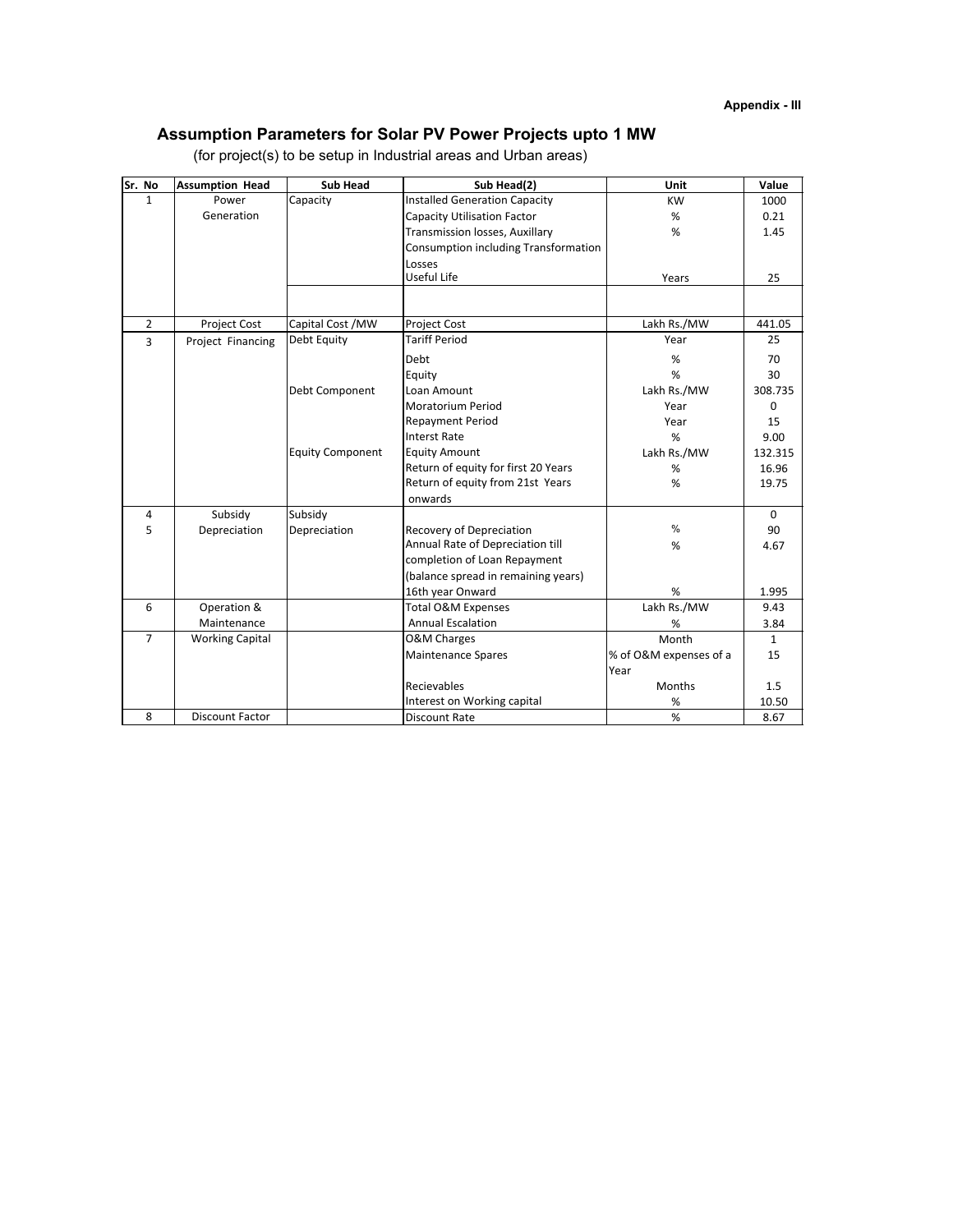**Appendix - III**

## Assumption Parameters for Solar PV Power Projects upto 1 MW

(for project(s) to be setup in Industrial areas and Urban areas)

| Sr. No | Assumption Head | Sub Head | Sub Head(2) | Unit | Value |
|---|---|---|---|---|---|
| 1 | Power Generation | Capacity | Installed Generation Capacity | KW | 1000 |
| | | | Capacity Utilisation Factor | % | 0.21 |
| | | | Transmission losses, Auxillary Consumption including Transformation Losses | % | 1.45 |
| | | | Useful Life | Years | 25 |
| | | | | | |
| 2 | Project Cost | Capital Cost /MW | Project Cost | Lakh Rs./MW | 441.05 |
| 3 | Project Financing | Debt Equity | Tariff Period | Year | 25 |
| | | | Debt | % | 70 |
| | | | Equity | % | 30 |
| | | Debt Component | Loan Amount | Lakh Rs./MW | 308.735 |
| | | | Moratorium Period | Year | 0 |
| | | | Repayment Period | Year | 15 |
| | | | Interst Rate | % | 9.00 |
| | | Equity Component | Equity Amount | Lakh Rs./MW | 132.315 |
| | | | Return of equity for first 20 Years | % | 16.96 |
| | | | Return of equity from 21st Years onwards | % | 19.75 |
| 4 | Subsidy | Subsidy | | | 0 |
| 5 | Depreciation | Depreciation | Recovery of Depreciation | % | 90 |
| | | | Annual Rate of Depreciation till completion of Loan Repayment | % | 4.67 |
| | | | (balance spread in remaining years) 16th year Onward | % | 1.995 |
| 6 | Operation & Maintenance | | Total O&M Expenses | Lakh Rs./MW | 9.43 |
| | | | Annual Escalation | % | 3.84 |
| 7 | Working Capital | | O&M Charges | Month | 1 |
| | | | Maintenance Spares | % of O&M expenses of a Year | 15 |
| | | | Recievables | Months | 1.5 |
| | | | Interest on Working capital | % | 10.50 |
| 8 | Discount Factor | | Discount Rate | % | 8.67 |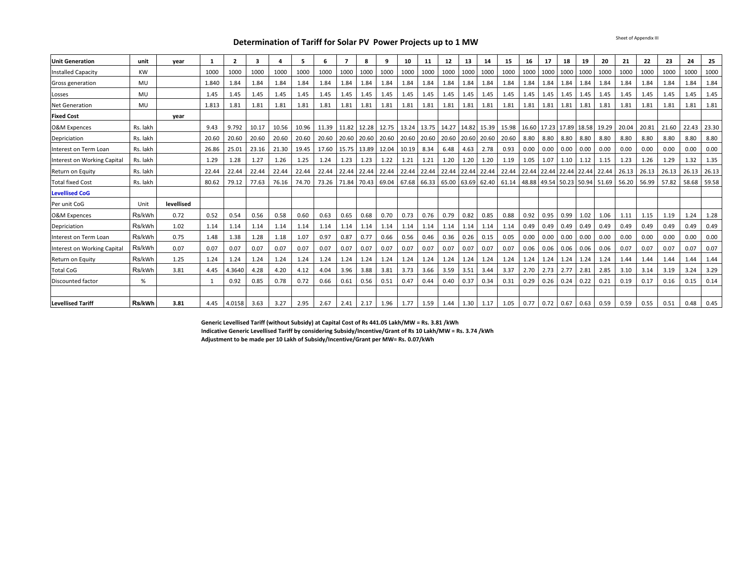Sheet of Appendix III

## Determination of Tariff for Solar PV Power Projects up to 1 MW

| Unit Generation | unit | year | 1 | 2 | 3 | 4 | 5 | 6 | 7 | 8 | 9 | 10 | 11 | 12 | 13 | 14 | 15 | 16 | 17 | 18 | 19 | 20 | 21 | 22 | 23 | 24 | 25 |
|---|---|---|---|---|---|---|---|---|---|---|---|---|---|---|---|---|---|---|---|---|---|---|---|---|---|---|---|
| Installed Capacity | KW | | 1000 | 1000 | 1000 | 1000 | 1000 | 1000 | 1000 | 1000 | 1000 | 1000 | 1000 | 1000 | 1000 | 1000 | 1000 | 1000 | 1000 | 1000 | 1000 | 1000 | 1000 | 1000 | 1000 | 1000 | 1000 |
| Gross generation | MU | | 1.840 | 1.84 | 1.84 | 1.84 | 1.84 | 1.84 | 1.84 | 1.84 | 1.84 | 1.84 | 1.84 | 1.84 | 1.84 | 1.84 | 1.84 | 1.84 | 1.84 | 1.84 | 1.84 | 1.84 | 1.84 | 1.84 | 1.84 | 1.84 | 1.84 |
| Losses | MU | | 1.45 | 1.45 | 1.45 | 1.45 | 1.45 | 1.45 | 1.45 | 1.45 | 1.45 | 1.45 | 1.45 | 1.45 | 1.45 | 1.45 | 1.45 | 1.45 | 1.45 | 1.45 | 1.45 | 1.45 | 1.45 | 1.45 | 1.45 | 1.45 | 1.45 |
| Net Generation | MU | | 1.813 | 1.81 | 1.81 | 1.81 | 1.81 | 1.81 | 1.81 | 1.81 | 1.81 | 1.81 | 1.81 | 1.81 | 1.81 | 1.81 | 1.81 | 1.81 | 1.81 | 1.81 | 1.81 | 1.81 | 1.81 | 1.81 | 1.81 | 1.81 | 1.81 |
| **Fixed Cost** | | **year** | | | | | | | | | | | | | | | | | | | | | | | | | |
| O&M Expences | Rs. lakh | | 9.43 | 9.792 | 10.17 | 10.56 | 10.96 | 11.39 | 11.82 | 12.28 | 12.75 | 13.24 | 13.75 | 14.27 | 14.82 | 15.39 | 15.98 | 16.60 | 17.23 | 17.89 | 18.58 | 19.29 | 20.04 | 20.81 | 21.60 | 22.43 | 23.30 |
| Depriciation | Rs. lakh | | 20.60 | 20.60 | 20.60 | 20.60 | 20.60 | 20.60 | 20.60 | 20.60 | 20.60 | 20.60 | 20.60 | 20.60 | 20.60 | 20.60 | 20.60 | 8.80 | 8.80 | 8.80 | 8.80 | 8.80 | 8.80 | 8.80 | 8.80 | 8.80 | 8.80 |
| Interest on Term Loan | Rs. lakh | | 26.86 | 25.01 | 23.16 | 21.30 | 19.45 | 17.60 | 15.75 | 13.89 | 12.04 | 10.19 | 8.34 | 6.48 | 4.63 | 2.78 | 0.93 | 0.00 | 0.00 | 0.00 | 0.00 | 0.00 | 0.00 | 0.00 | 0.00 | 0.00 | 0.00 |
| Interest on Working Capital | Rs. lakh | | 1.29 | 1.28 | 1.27 | 1.26 | 1.25 | 1.24 | 1.23 | 1.23 | 1.22 | 1.21 | 1.21 | 1.20 | 1.20 | 1.20 | 1.19 | 1.05 | 1.07 | 1.10 | 1.12 | 1.15 | 1.23 | 1.26 | 1.29 | 1.32 | 1.35 |
| Return on Equity | Rs. lakh | | 22.44 | 22.44 | 22.44 | 22.44 | 22.44 | 22.44 | 22.44 | 22.44 | 22.44 | 22.44 | 22.44 | 22.44 | 22.44 | 22.44 | 22.44 | 22.44 | 22.44 | 22.44 | 22.44 | 22.44 | 26.13 | 26.13 | 26.13 | 26.13 | 26.13 |
| Total fixed Cost | Rs. lakh | | 80.62 | 79.12 | 77.63 | 76.16 | 74.70 | 73.26 | 71.84 | 70.43 | 69.04 | 67.68 | 66.33 | 65.00 | 63.69 | 62.40 | 61.14 | 48.88 | 49.54 | 50.23 | 50.94 | 51.69 | 56.20 | 56.99 | 57.82 | 58.68 | 59.58 |
| **Levellised CoG** | | | | | | | | | | | | | | | | | | | | | | | | | | | |
| Per unit CoG | Unit | **levellised** | | | | | | | | | | | | | | | | | | | | | | | | | |
| O&M Expences | Rs/kWh | 0.72 | 0.52 | 0.54 | 0.56 | 0.58 | 0.60 | 0.63 | 0.65 | 0.68 | 0.70 | 0.73 | 0.76 | 0.79 | 0.82 | 0.85 | 0.88 | 0.92 | 0.95 | 0.99 | 1.02 | 1.06 | 1.11 | 1.15 | 1.19 | 1.24 | 1.28 |
| Depriciation | Rs/kWh | 1.02 | 1.14 | 1.14 | 1.14 | 1.14 | 1.14 | 1.14 | 1.14 | 1.14 | 1.14 | 1.14 | 1.14 | 1.14 | 1.14 | 1.14 | 1.14 | 0.49 | 0.49 | 0.49 | 0.49 | 0.49 | 0.49 | 0.49 | 0.49 | 0.49 | 0.49 |
| Interest on Term Loan | Rs/kWh | 0.75 | 1.48 | 1.38 | 1.28 | 1.18 | 1.07 | 0.97 | 0.87 | 0.77 | 0.66 | 0.56 | 0.46 | 0.36 | 0.26 | 0.15 | 0.05 | 0.00 | 0.00 | 0.00 | 0.00 | 0.00 | 0.00 | 0.00 | 0.00 | 0.00 | 0.00 |
| Interest on Working Capital | Rs/kWh | 0.07 | 0.07 | 0.07 | 0.07 | 0.07 | 0.07 | 0.07 | 0.07 | 0.07 | 0.07 | 0.07 | 0.07 | 0.07 | 0.07 | 0.07 | 0.07 | 0.06 | 0.06 | 0.06 | 0.06 | 0.06 | 0.07 | 0.07 | 0.07 | 0.07 | 0.07 |
| Return on Equity | Rs/kWh | 1.25 | 1.24 | 1.24 | 1.24 | 1.24 | 1.24 | 1.24 | 1.24 | 1.24 | 1.24 | 1.24 | 1.24 | 1.24 | 1.24 | 1.24 | 1.24 | 1.24 | 1.24 | 1.24 | 1.24 | 1.24 | 1.44 | 1.44 | 1.44 | 1.44 | 1.44 |
| Total CoG | Rs/kWh | 3.81 | 4.45 | 4.3640 | 4.28 | 4.20 | 4.12 | 4.04 | 3.96 | 3.88 | 3.81 | 3.73 | 3.66 | 3.59 | 3.51 | 3.44 | 3.37 | 2.70 | 2.73 | 2.77 | 2.81 | 2.85 | 3.10 | 3.14 | 3.19 | 3.24 | 3.29 |
| Discounted factor | % | | 1 | 0.92 | 0.85 | 0.78 | 0.72 | 0.66 | 0.61 | 0.56 | 0.51 | 0.47 | 0.44 | 0.40 | 0.37 | 0.34 | 0.31 | 0.29 | 0.26 | 0.24 | 0.22 | 0.21 | 0.19 | 0.17 | 0.16 | 0.15 | 0.14 |
| | | | | | | | | | | | | | | | | | | | | | | | | | | | |
| **Levellised Tariff** | **Rs/kWh** | **3.81** | 4.45 | 4.0158 | 3.63 | 3.27 | 2.95 | 2.67 | 2.41 | 2.17 | 1.96 | 1.77 | 1.59 | 1.44 | 1.30 | 1.17 | 1.05 | 0.77 | 0.72 | 0.67 | 0.63 | 0.59 | 0.59 | 0.55 | 0.51 | 0.48 | 0.45 |

**Generic Levellised Tariff (without Subsidy) at Capital Cost of Rs 441.05 Lakh/MW = Rs. 3.81 /kWh**
**Indicative Generic Levellised Tariff by considering Subsidy/Incentive/Grant of Rs 10 Lakh/MW = Rs. 3.74 /kWh**
**Adjustment to be made per 10 Lakh of Subsidy/Incentive/Grant per MW= Rs. 0.07/kWh**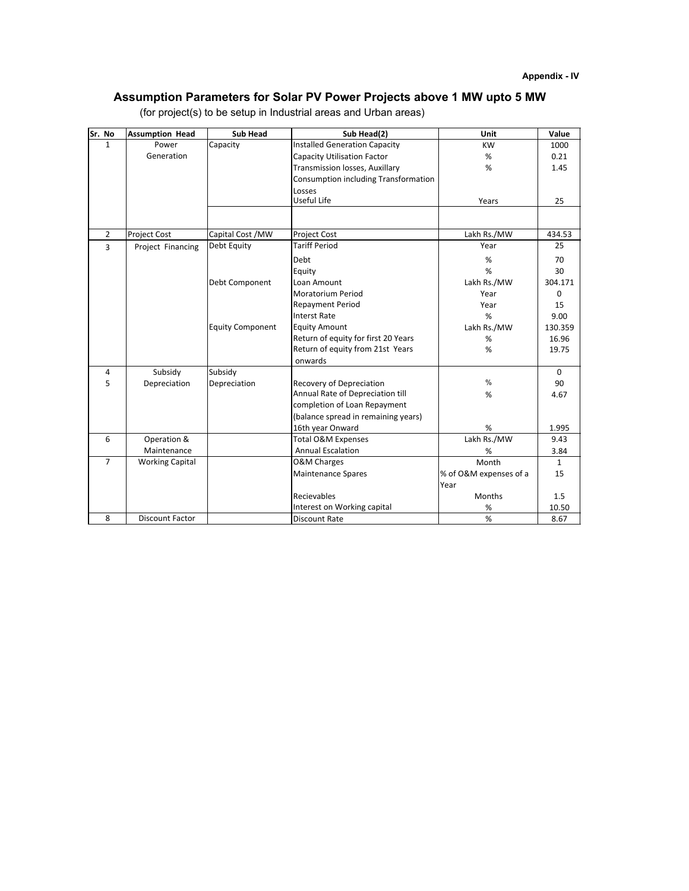**Appendix - IV**

## Assumption Parameters for Solar PV Power Projects above 1 MW upto 5 MW

(for project(s) to be setup in Industrial areas and Urban areas)

| Sr. No | Assumption Head | Sub Head | Sub Head(2) | Unit | Value |
|---|---|---|---|---|---|
| 1 | Power Generation | Capacity | Installed Generation Capacity | KW | 1000 |
| | | | Capacity Utilisation Factor | % | 0.21 |
| | | | Transmission losses, Auxillary Consumption including Transformation Losses | % | 1.45 |
| | | | Useful Life | Years | 25 |
| | | | | | |
| 2 | Project Cost | Capital Cost /MW | Project Cost | Lakh Rs./MW | 434.53 |
| 3 | Project Financing | Debt Equity | Tariff Period | Year | 25 |
| | | | Debt | % | 70 |
| | | | Equity | % | 30 |
| | | Debt Component | Loan Amount | Lakh Rs./MW | 304.171 |
| | | | Moratorium Period | Year | 0 |
| | | | Repayment Period | Year | 15 |
| | | | Interst Rate | % | 9.00 |
| | | Equity Component | Equity Amount | Lakh Rs./MW | 130.359 |
| | | | Return of equity for first 20 Years | % | 16.96 |
| | | | Return of equity from 21st Years onwards | % | 19.75 |
| 4 | Subsidy | Subsidy | | | 0 |
| 5 | Depreciation | Depreciation | Recovery of Depreciation | % | 90 |
| | | | Annual Rate of Depreciation till completion of Loan Repayment | % | 4.67 |
| | | | (balance spread in remaining years) 16th year Onward | % | 1.995 |
| 6 | Operation & Maintenance | | Total O&M Expenses | Lakh Rs./MW | 9.43 |
| | | | Annual Escalation | % | 3.84 |
| 7 | Working Capital | | O&M Charges | Month | 1 |
| | | | Maintenance Spares | % of O&M expenses of a Year | 15 |
| | | | Recievables | Months | 1.5 |
| | | | Interest on Working capital | % | 10.50 |
| 8 | Discount Factor | | Discount Rate | % | 8.67 |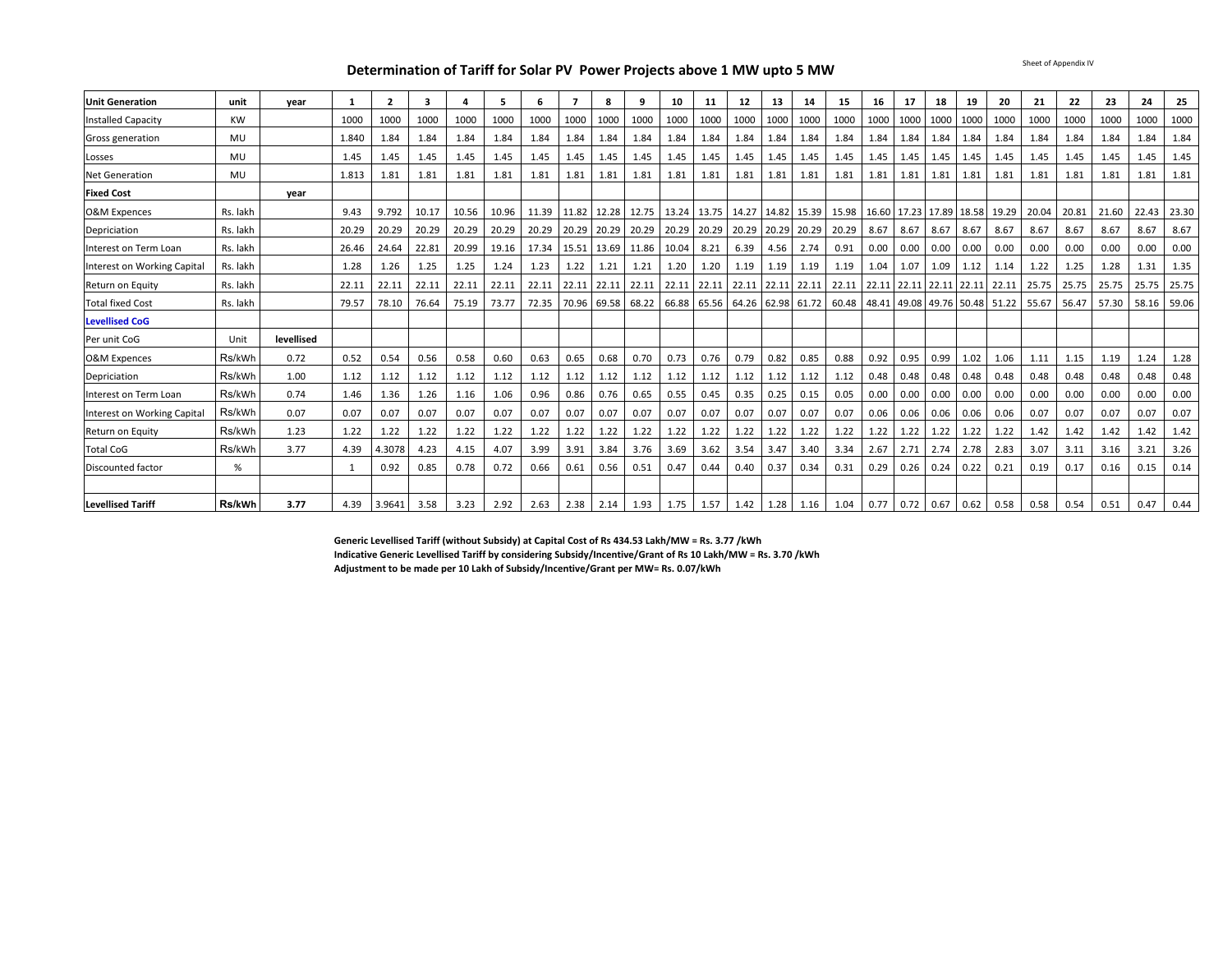## Determination of Tariff for Solar PV Power Projects above 1 MW upto 5 MW

Sheet of Appendix IV

| Unit Generation | unit | year | 1 | 2 | 3 | 4 | 5 | 6 | 7 | 8 | 9 | 10 | 11 | 12 | 13 | 14 | 15 | 16 | 17 | 18 | 19 | 20 | 21 | 22 | 23 | 24 | 25 |
|---|---|---|---|---|---|---|---|---|---|---|---|---|---|---|---|---|---|---|---|---|---|---|---|---|---|---|---|
| Installed Capacity | KW | | 1000 | 1000 | 1000 | 1000 | 1000 | 1000 | 1000 | 1000 | 1000 | 1000 | 1000 | 1000 | 1000 | 1000 | 1000 | 1000 | 1000 | 1000 | 1000 | 1000 | 1000 | 1000 | 1000 | 1000 | 1000 |
| Gross generation | MU | | 1.840 | 1.84 | 1.84 | 1.84 | 1.84 | 1.84 | 1.84 | 1.84 | 1.84 | 1.84 | 1.84 | 1.84 | 1.84 | 1.84 | 1.84 | 1.84 | 1.84 | 1.84 | 1.84 | 1.84 | 1.84 | 1.84 | 1.84 | 1.84 | 1.84 |
| Losses | MU | | 1.45 | 1.45 | 1.45 | 1.45 | 1.45 | 1.45 | 1.45 | 1.45 | 1.45 | 1.45 | 1.45 | 1.45 | 1.45 | 1.45 | 1.45 | 1.45 | 1.45 | 1.45 | 1.45 | 1.45 | 1.45 | 1.45 | 1.45 | 1.45 | 1.45 |
| Net Generation | MU | | 1.813 | 1.81 | 1.81 | 1.81 | 1.81 | 1.81 | 1.81 | 1.81 | 1.81 | 1.81 | 1.81 | 1.81 | 1.81 | 1.81 | 1.81 | 1.81 | 1.81 | 1.81 | 1.81 | 1.81 | 1.81 | 1.81 | 1.81 | 1.81 | 1.81 |
| **Fixed Cost** | | **year** | | | | | | | | | | | | | | | | | | | | | | | | | |
| O&M Expences | Rs. lakh | | 9.43 | 9.792 | 10.17 | 10.56 | 10.96 | 11.39 | 11.82 | 12.28 | 12.75 | 13.24 | 13.75 | 14.27 | 14.82 | 15.39 | 15.98 | 16.60 | 17.23 | 17.89 | 18.58 | 19.29 | 20.04 | 20.81 | 21.60 | 22.43 | 23.30 |
| Depriciation | Rs. lakh | | 20.29 | 20.29 | 20.29 | 20.29 | 20.29 | 20.29 | 20.29 | 20.29 | 20.29 | 20.29 | 20.29 | 20.29 | 20.29 | 20.29 | 20.29 | 8.67 | 8.67 | 8.67 | 8.67 | 8.67 | 8.67 | 8.67 | 8.67 | 8.67 | 8.67 |
| Interest on Term Loan | Rs. lakh | | 26.46 | 24.64 | 22.81 | 20.99 | 19.16 | 17.34 | 15.51 | 13.69 | 11.86 | 10.04 | 8.21 | 6.39 | 4.56 | 2.74 | 0.91 | 0.00 | 0.00 | 0.00 | 0.00 | 0.00 | 0.00 | 0.00 | 0.00 | 0.00 | 0.00 |
| Interest on Working Capital | Rs. lakh | | 1.28 | 1.26 | 1.25 | 1.25 | 1.24 | 1.23 | 1.22 | 1.21 | 1.21 | 1.20 | 1.20 | 1.19 | 1.19 | 1.19 | 1.19 | 1.04 | 1.07 | 1.09 | 1.12 | 1.14 | 1.22 | 1.25 | 1.28 | 1.31 | 1.35 |
| Return on Equity | Rs. lakh | | 22.11 | 22.11 | 22.11 | 22.11 | 22.11 | 22.11 | 22.11 | 22.11 | 22.11 | 22.11 | 22.11 | 22.11 | 22.11 | 22.11 | 22.11 | 22.11 | 22.11 | 22.11 | 22.11 | 22.11 | 25.75 | 25.75 | 25.75 | 25.75 | 25.75 |
| Total fixed Cost | Rs. lakh | | 79.57 | 78.10 | 76.64 | 75.19 | 73.77 | 72.35 | 70.96 | 69.58 | 68.22 | 66.88 | 65.56 | 64.26 | 62.98 | 61.72 | 60.48 | 48.41 | 49.08 | 49.76 | 50.48 | 51.22 | 55.67 | 56.47 | 57.30 | 58.16 | 59.06 |
| **Levellised CoG** | | | | | | | | | | | | | | | | | | | | | | | | | | | |
| Per unit CoG | Unit | **levellised** | | | | | | | | | | | | | | | | | | | | | | | | | |
| O&M Expences | Rs/kWh | 0.72 | 0.52 | 0.54 | 0.56 | 0.58 | 0.60 | 0.63 | 0.65 | 0.68 | 0.70 | 0.73 | 0.76 | 0.79 | 0.82 | 0.85 | 0.88 | 0.92 | 0.95 | 0.99 | 1.02 | 1.06 | 1.11 | 1.15 | 1.19 | 1.24 | 1.28 |
| Depriciation | Rs/kWh | 1.00 | 1.12 | 1.12 | 1.12 | 1.12 | 1.12 | 1.12 | 1.12 | 1.12 | 1.12 | 1.12 | 1.12 | 1.12 | 1.12 | 1.12 | 1.12 | 0.48 | 0.48 | 0.48 | 0.48 | 0.48 | 0.48 | 0.48 | 0.48 | 0.48 | 0.48 |
| Interest on Term Loan | Rs/kWh | 0.74 | 1.46 | 1.36 | 1.26 | 1.16 | 1.06 | 0.96 | 0.86 | 0.76 | 0.65 | 0.55 | 0.45 | 0.35 | 0.25 | 0.15 | 0.05 | 0.00 | 0.00 | 0.00 | 0.00 | 0.00 | 0.00 | 0.00 | 0.00 | 0.00 | 0.00 |
| Interest on Working Capital | Rs/kWh | 0.07 | 0.07 | 0.07 | 0.07 | 0.07 | 0.07 | 0.07 | 0.07 | 0.07 | 0.07 | 0.07 | 0.07 | 0.07 | 0.07 | 0.07 | 0.07 | 0.06 | 0.06 | 0.06 | 0.06 | 0.06 | 0.07 | 0.07 | 0.07 | 0.07 | 0.07 |
| Return on Equity | Rs/kWh | 1.23 | 1.22 | 1.22 | 1.22 | 1.22 | 1.22 | 1.22 | 1.22 | 1.22 | 1.22 | 1.22 | 1.22 | 1.22 | 1.22 | 1.22 | 1.22 | 1.22 | 1.22 | 1.22 | 1.22 | 1.22 | 1.42 | 1.42 | 1.42 | 1.42 | 1.42 |
| Total CoG | Rs/kWh | 3.77 | 4.39 | 4.3078 | 4.23 | 4.15 | 4.07 | 3.99 | 3.91 | 3.84 | 3.76 | 3.69 | 3.62 | 3.54 | 3.47 | 3.40 | 3.34 | 2.67 | 2.71 | 2.74 | 2.78 | 2.83 | 3.07 | 3.11 | 3.16 | 3.21 | 3.26 |
| Discounted factor | % | | 1 | 0.92 | 0.85 | 0.78 | 0.72 | 0.66 | 0.61 | 0.56 | 0.51 | 0.47 | 0.44 | 0.40 | 0.37 | 0.34 | 0.31 | 0.29 | 0.26 | 0.24 | 0.22 | 0.21 | 0.19 | 0.17 | 0.16 | 0.15 | 0.14 |
| | | | | | | | | | | | | | | | | | | | | | | | | | | | |
| **Levellised Tariff** | **Rs/kWh** | **3.77** | 4.39 | 3.9641 | 3.58 | 3.23 | 2.92 | 2.63 | 2.38 | 2.14 | 1.93 | 1.75 | 1.57 | 1.42 | 1.28 | 1.16 | 1.04 | 0.77 | 0.72 | 0.67 | 0.62 | 0.58 | 0.58 | 0.54 | 0.51 | 0.47 | 0.44 |

**Generic Levellised Tariff (without Subsidy) at Capital Cost of Rs 434.53 Lakh/MW = Rs. 3.77 /kWh**

**Indicative Generic Levellised Tariff by considering Subsidy/Incentive/Grant of Rs 10 Lakh/MW = Rs. 3.70 /kWh**

**Adjustment to be made per 10 Lakh of Subsidy/Incentive/Grant per MW= Rs. 0.07/kWh**